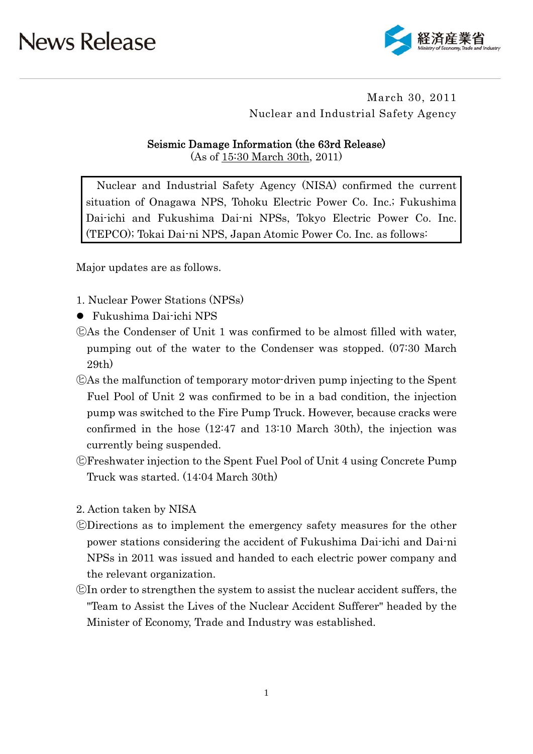# News Release

経済産業省
Ministry of Economy, Trade and Industry

March 30, 2011
Nuclear and Industrial Safety Agency

## Seismic Damage Information (the 63rd Release)

(As of 15:30 March 30th, 2011)

> Nuclear and Industrial Safety Agency (NISA) confirmed the current situation of Onagawa NPS, Tohoku Electric Power Co. Inc.; Fukushima Dai-ichi and Fukushima Dai-ni NPSs, Tokyo Electric Power Co. Inc. (TEPCO); Tokai Dai-ni NPS, Japan Atomic Power Co. Inc. as follows:

Major updates are as follows.

1. Nuclear Power Stations (NPSs)

- Fukushima Dai-ichi NPS

㋪As the Condenser of Unit 1 was confirmed to be almost filled with water, pumping out of the water to the Condenser was stopped. (07:30 March 29th)

㋪As the malfunction of temporary motor-driven pump injecting to the Spent Fuel Pool of Unit 2 was confirmed to be in a bad condition, the injection pump was switched to the Fire Pump Truck. However, because cracks were confirmed in the hose (12:47 and 13:10 March 30th), the injection was currently being suspended.

㋪Freshwater injection to the Spent Fuel Pool of Unit 4 using Concrete Pump Truck was started. (14:04 March 30th)

2. Action taken by NISA

㋪Directions as to implement the emergency safety measures for the other power stations considering the accident of Fukushima Dai-ichi and Dai-ni NPSs in 2011 was issued and handed to each electric power company and the relevant organization.

㋪In order to strengthen the system to assist the nuclear accident suffers, the "Team to Assist the Lives of the Nuclear Accident Sufferer" headed by the Minister of Economy, Trade and Industry was established.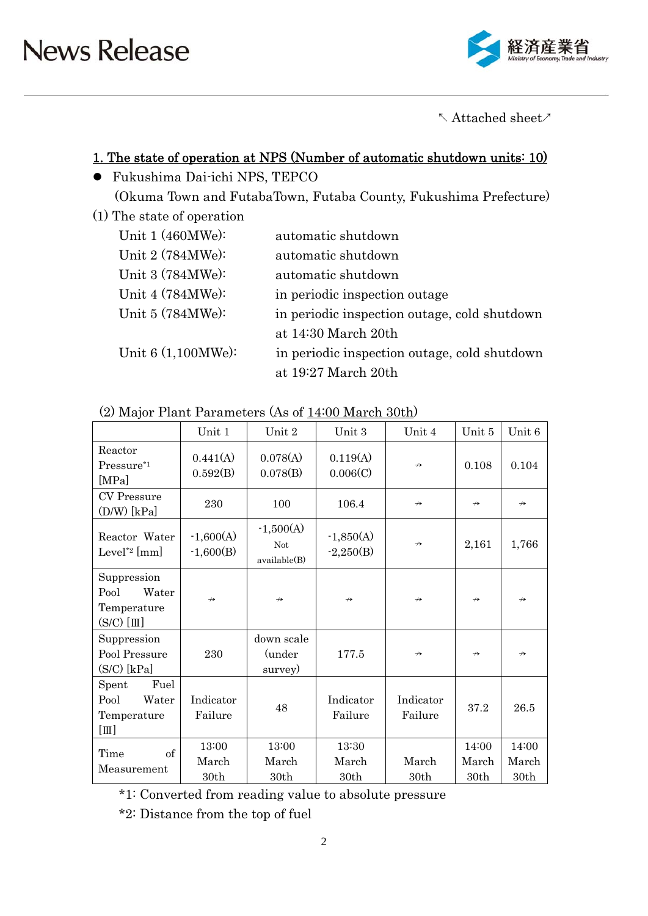↖ Attached sheet↗

## 1. The state of operation at NPS (Number of automatic shutdown units: 10)

- Fukushima Dai-ichi NPS, TEPCO
  (Okuma Town and FutabaTown, Futaba County, Fukushima Prefecture)

(1) The state of operation

| | |
|---|---|
| Unit 1 (460MWe): | automatic shutdown |
| Unit 2 (784MWe): | automatic shutdown |
| Unit 3 (784MWe): | automatic shutdown |
| Unit 4 (784MWe): | in periodic inspection outage |
| Unit 5 (784MWe): | in periodic inspection outage, cold shutdown at 14:30 March 20th |
| Unit 6 (1,100MWe): | in periodic inspection outage, cold shutdown at 19:27 March 20th |

(2) Major Plant Parameters (As of 14:00 March 30th)

| | Unit 1 | Unit 2 | Unit 3 | Unit 4 | Unit 5 | Unit 6 |
|---|---|---|---|---|---|---|
| Reactor Pressure[*1] [MPa] | 0.441(A) 0.592(B) | 0.078(A) 0.078(B) | 0.119(A) 0.006(C) | ⇢ | 0.108 | 0.104 |
| CV Pressure (D/W) [kPa] | 230 | 100 | 106.4 | ⇢ | ⇢ | ⇢ |
| Reactor Water Level[*2] [mm] | -1,600(A) -1,600(B) | -1,500(A) Not available(B) | -1,850(A) -2,250(B) | ⇢ | 2,161 | 1,766 |
| Suppression Pool Water Temperature (S/C) [℃] | ⇢ | ⇢ | ⇢ | ⇢ | ⇢ | ⇢ |
| Suppression Pool Pressure (S/C) [kPa] | 230 | down scale (under survey) | 177.5 | ⇢ | ⇢ | ⇢ |
| Spent Fuel Pool Water Temperature [℃] | Indicator Failure | 48 | Indicator Failure | Indicator Failure | 37.2 | 26.5 |
| Time of Measurement | 13:00 March 30th | 13:00 March 30th | 13:30 March 30th | March 30th | 14:00 March 30th | 14:00 March 30th |

*1: Converted from reading value to absolute pressure

*2: Distance from the top of fuel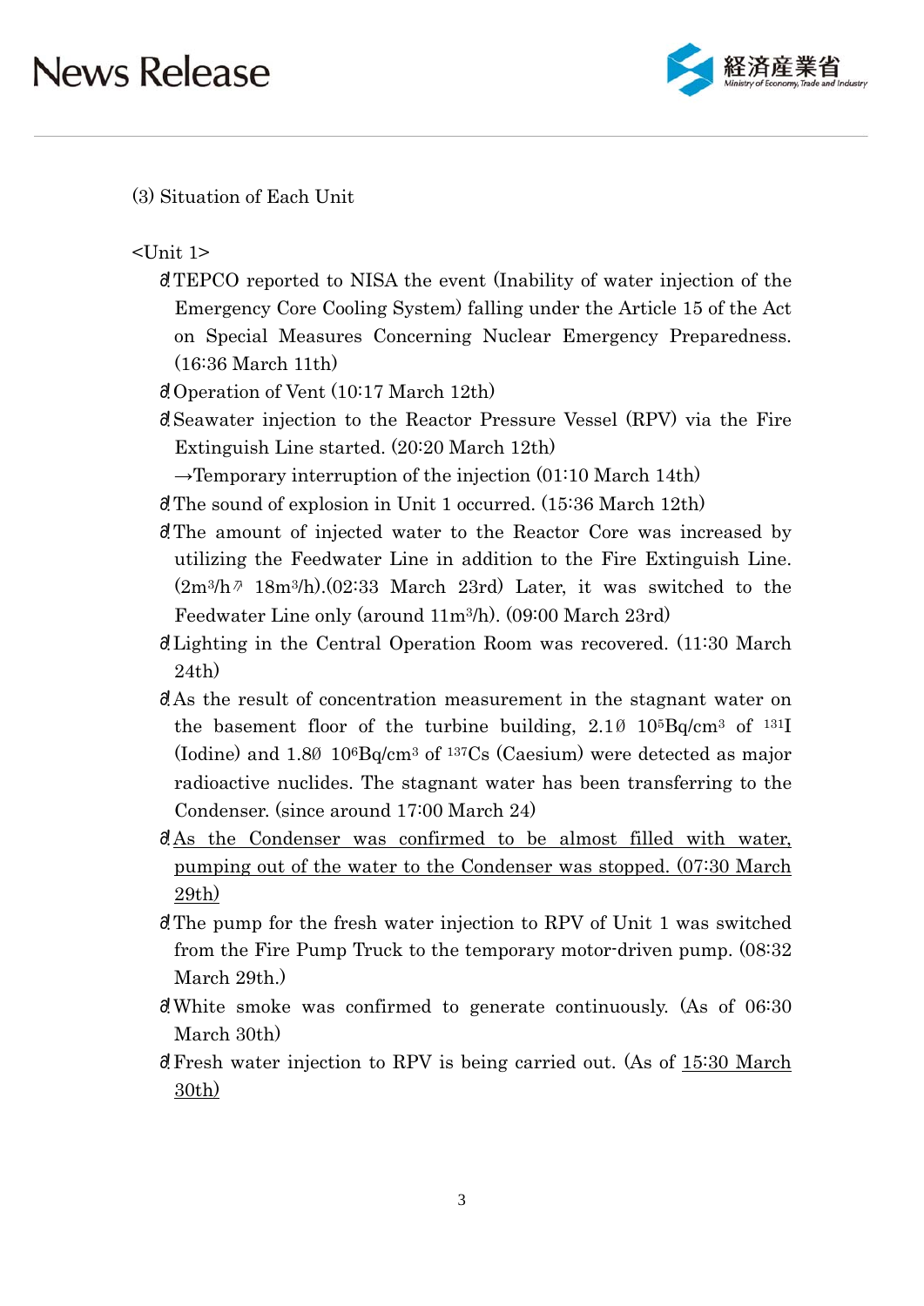(3) Situation of Each Unit

<Unit 1>

- TEPCO reported to NISA the event (Inability of water injection of the Emergency Core Cooling System) falling under the Article 15 of the Act on Special Measures Concerning Nuclear Emergency Preparedness. (16:36 March 11th)
- Operation of Vent (10:17 March 12th)
- Seawater injection to the Reactor Pressure Vessel (RPV) via the Fire Extinguish Line started. (20:20 March 12th)
  →Temporary interruption of the injection (01:10 March 14th)
- The sound of explosion in Unit 1 occurred. (15:36 March 12th)
- The amount of injected water to the Reactor Core was increased by utilizing the Feedwater Line in addition to the Fire Extinguish Line. ($2m^3/h$ → $18m^3/h$).(02:33 March 23rd) Later, it was switched to the Feedwater Line only (around $11m^3/h$). (09:00 March 23rd)
- Lighting in the Central Operation Room was recovered. (11:30 March 24th)
- As the result of concentration measurement in the stagnant water on the basement floor of the turbine building, $2.1 \times 10^5 Bq/cm^3$ of $^{131}I$ (Iodine) and $1.8 \times 10^6 Bq/cm^3$ of $^{137}Cs$ (Caesium) were detected as major radioactive nuclides. The stagnant water has been transferring to the Condenser. (since around 17:00 March 24)
- <u>As the Condenser was confirmed to be almost filled with water, pumping out of the water to the Condenser was stopped. (07:30 March 29th)</u>
- The pump for the fresh water injection to RPV of Unit 1 was switched from the Fire Pump Truck to the temporary motor-driven pump. (08:32 March 29th.)
- White smoke was confirmed to generate continuously. (As of 06:30 March 30th)
- Fresh water injection to RPV is being carried out. (As of <u>15:30 March 30th)</u>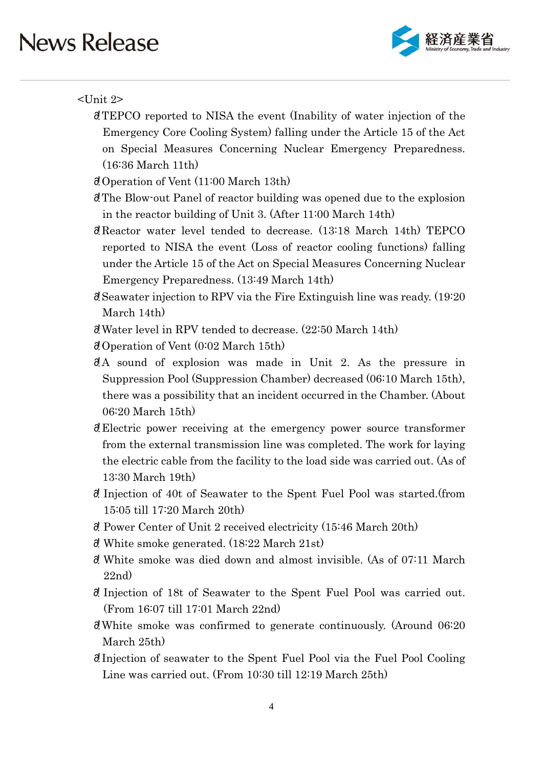<Unit 2>

- TEPCO reported to NISA the event (Inability of water injection of the Emergency Core Cooling System) falling under the Article 15 of the Act on Special Measures Concerning Nuclear Emergency Preparedness. (16:36 March 11th)
- Operation of Vent (11:00 March 13th)
- The Blow-out Panel of reactor building was opened due to the explosion in the reactor building of Unit 3. (After 11:00 March 14th)
- Reactor water level tended to decrease. (13:18 March 14th) TEPCO reported to NISA the event (Loss of reactor cooling functions) falling under the Article 15 of the Act on Special Measures Concerning Nuclear Emergency Preparedness. (13:49 March 14th)
- Seawater injection to RPV via the Fire Extinguish line was ready. (19:20 March 14th)
- Water level in RPV tended to decrease. (22:50 March 14th)
- Operation of Vent (0:02 March 15th)
- A sound of explosion was made in Unit 2. As the pressure in Suppression Pool (Suppression Chamber) decreased (06:10 March 15th), there was a possibility that an incident occurred in the Chamber. (About 06:20 March 15th)
- Electric power receiving at the emergency power source transformer from the external transmission line was completed. The work for laying the electric cable from the facility to the load side was carried out. (As of 13:30 March 19th)
- Injection of 40t of Seawater to the Spent Fuel Pool was started.(from 15:05 till 17:20 March 20th)
- Power Center of Unit 2 received electricity (15:46 March 20th)
- White smoke generated. (18:22 March 21st)
- White smoke was died down and almost invisible. (As of 07:11 March 22nd)
- Injection of 18t of Seawater to the Spent Fuel Pool was carried out. (From 16:07 till 17:01 March 22nd)
- White smoke was confirmed to generate continuously. (Around 06:20 March 25th)
- Injection of seawater to the Spent Fuel Pool via the Fuel Pool Cooling Line was carried out. (From 10:30 till 12:19 March 25th)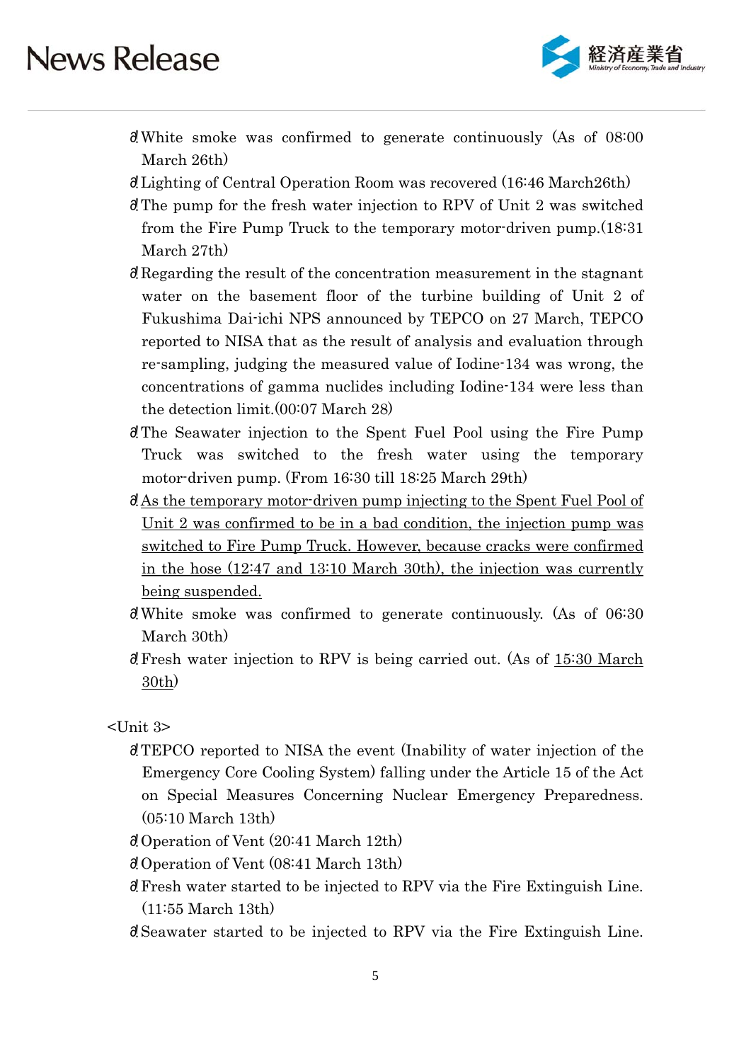- White smoke was confirmed to generate continuously (As of 08:00 March 26th)
- Lighting of Central Operation Room was recovered (16:46 March26th)
- The pump for the fresh water injection to RPV of Unit 2 was switched from the Fire Pump Truck to the temporary motor-driven pump.(18:31 March 27th)
- Regarding the result of the concentration measurement in the stagnant water on the basement floor of the turbine building of Unit 2 of Fukushima Dai-ichi NPS announced by TEPCO on 27 March, TEPCO reported to NISA that as the result of analysis and evaluation through re-sampling, judging the measured value of Iodine-134 was wrong, the concentrations of gamma nuclides including Iodine-134 were less than the detection limit.(00:07 March 28)
- The Seawater injection to the Spent Fuel Pool using the Fire Pump Truck was switched to the fresh water using the temporary motor-driven pump. (From 16:30 till 18:25 March 29th)
- <u>As the temporary motor-driven pump injecting to the Spent Fuel Pool of Unit 2 was confirmed to be in a bad condition, the injection pump was switched to Fire Pump Truck. However, because cracks were confirmed in the hose (12:47 and 13:10 March 30th), the injection was currently being suspended.</u>
- White smoke was confirmed to generate continuously. (As of 06:30 March 30th)
- Fresh water injection to RPV is being carried out. (As of <u>15:30 March 30th</u>)

<Unit 3>

- TEPCO reported to NISA the event (Inability of water injection of the Emergency Core Cooling System) falling under the Article 15 of the Act on Special Measures Concerning Nuclear Emergency Preparedness. (05:10 March 13th)
- Operation of Vent (20:41 March 12th)
- Operation of Vent (08:41 March 13th)
- Fresh water started to be injected to RPV via the Fire Extinguish Line. (11:55 March 13th)
- Seawater started to be injected to RPV via the Fire Extinguish Line.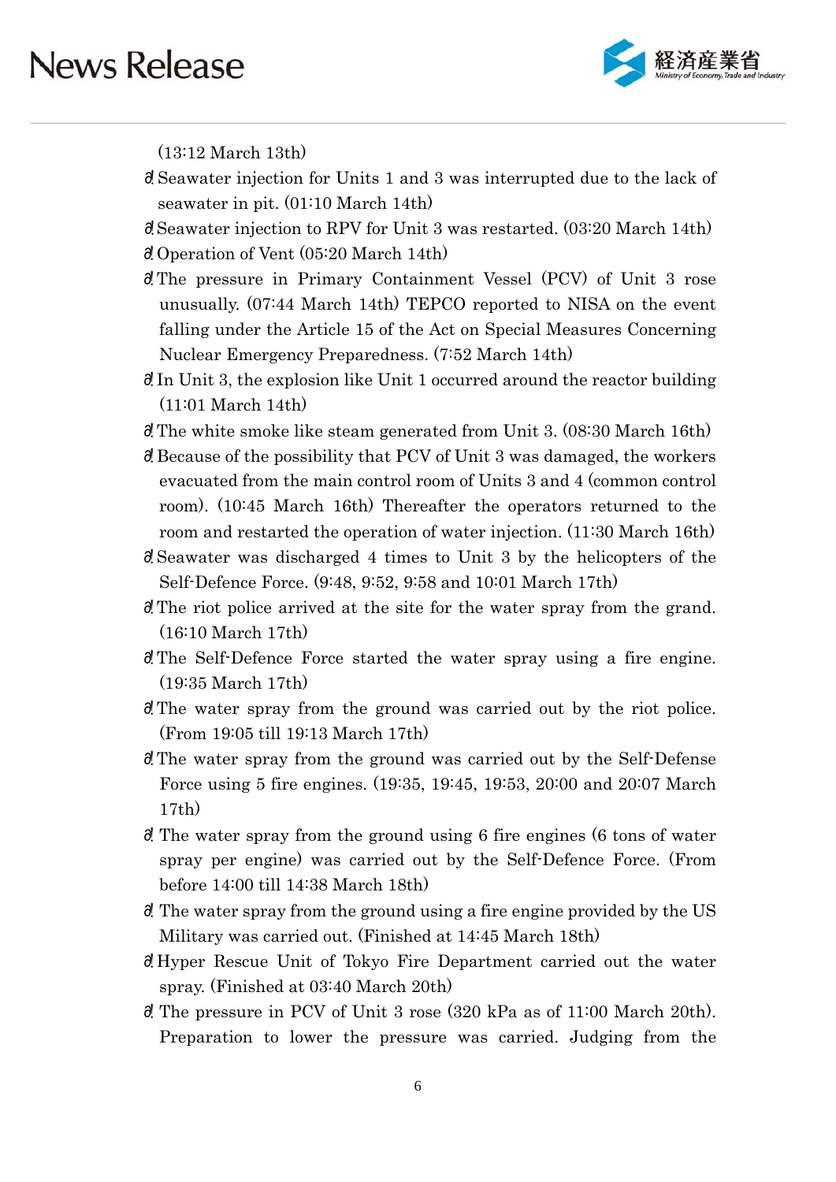(13:12 March 13th)

- Seawater injection for Units 1 and 3 was interrupted due to the lack of seawater in pit. (01:10 March 14th)
- Seawater injection to RPV for Unit 3 was restarted. (03:20 March 14th)
- Operation of Vent (05:20 March 14th)
- The pressure in Primary Containment Vessel (PCV) of Unit 3 rose unusually. (07:44 March 14th) TEPCO reported to NISA on the event falling under the Article 15 of the Act on Special Measures Concerning Nuclear Emergency Preparedness. (7:52 March 14th)
- In Unit 3, the explosion like Unit 1 occurred around the reactor building (11:01 March 14th)
- The white smoke like steam generated from Unit 3. (08:30 March 16th)
- Because of the possibility that PCV of Unit 3 was damaged, the workers evacuated from the main control room of Units 3 and 4 (common control room). (10:45 March 16th) Thereafter the operators returned to the room and restarted the operation of water injection. (11:30 March 16th)
- Seawater was discharged 4 times to Unit 3 by the helicopters of the Self-Defence Force. (9:48, 9:52, 9:58 and 10:01 March 17th)
- The riot police arrived at the site for the water spray from the grand. (16:10 March 17th)
- The Self-Defence Force started the water spray using a fire engine. (19:35 March 17th)
- The water spray from the ground was carried out by the riot police. (From 19:05 till 19:13 March 17th)
- The water spray from the ground was carried out by the Self-Defense Force using 5 fire engines. (19:35, 19:45, 19:53, 20:00 and 20:07 March 17th)
- The water spray from the ground using 6 fire engines (6 tons of water spray per engine) was carried out by the Self-Defence Force. (From before 14:00 till 14:38 March 18th)
- The water spray from the ground using a fire engine provided by the US Military was carried out. (Finished at 14:45 March 18th)
- Hyper Rescue Unit of Tokyo Fire Department carried out the water spray. (Finished at 03:40 March 20th)
- The pressure in PCV of Unit 3 rose (320 kPa as of 11:00 March 20th). Preparation to lower the pressure was carried. Judging from the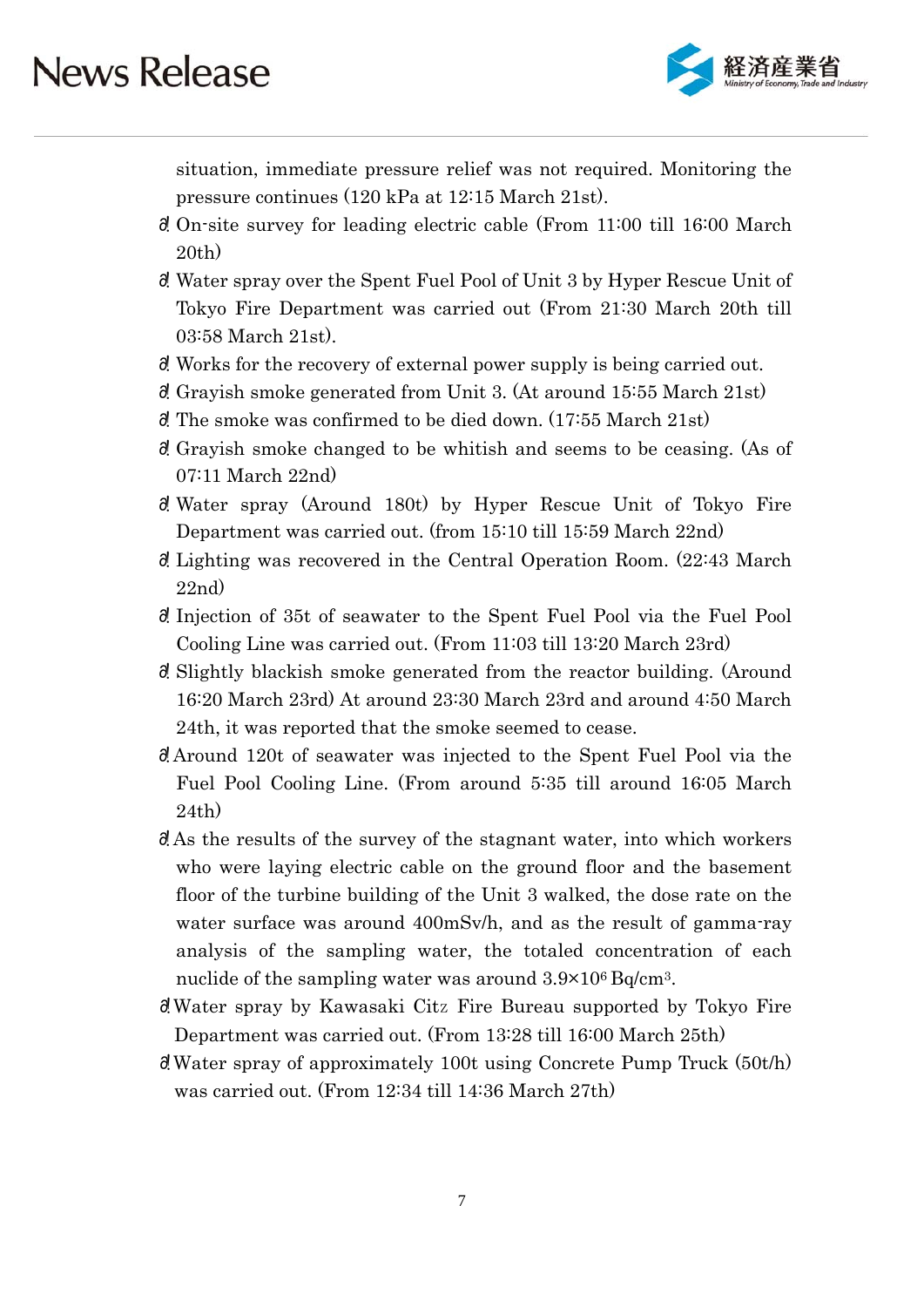situation, immediate pressure relief was not required. Monitoring the pressure continues (120 kPa at 12:15 March 21st).

- On-site survey for leading electric cable (From 11:00 till 16:00 March 20th)
- Water spray over the Spent Fuel Pool of Unit 3 by Hyper Rescue Unit of Tokyo Fire Department was carried out (From 21:30 March 20th till 03:58 March 21st).
- Works for the recovery of external power supply is being carried out.
- Grayish smoke generated from Unit 3. (At around 15:55 March 21st)
- The smoke was confirmed to be died down. (17:55 March 21st)
- Grayish smoke changed to be whitish and seems to be ceasing. (As of 07:11 March 22nd)
- Water spray (Around 180t) by Hyper Rescue Unit of Tokyo Fire Department was carried out. (from 15:10 till 15:59 March 22nd)
- Lighting was recovered in the Central Operation Room. (22:43 March 22nd)
- Injection of 35t of seawater to the Spent Fuel Pool via the Fuel Pool Cooling Line was carried out. (From 11:03 till 13:20 March 23rd)
- Slightly blackish smoke generated from the reactor building. (Around 16:20 March 23rd) At around 23:30 March 23rd and around 4:50 March 24th, it was reported that the smoke seemed to cease.
- Around 120t of seawater was injected to the Spent Fuel Pool via the Fuel Pool Cooling Line. (From around 5:35 till around 16:05 March 24th)
- As the results of the survey of the stagnant water, into which workers who were laying electric cable on the ground floor and the basement floor of the turbine building of the Unit 3 walked, the dose rate on the water surface was around 400mSv/h, and as the result of gamma-ray analysis of the sampling water, the totaled concentration of each nuclide of the sampling water was around $3.9\times10^{6}$ Bq/cm$^{3}$.
- Water spray by Kawasaki Citz Fire Bureau supported by Tokyo Fire Department was carried out. (From 13:28 till 16:00 March 25th)
- Water spray of approximately 100t using Concrete Pump Truck (50t/h) was carried out. (From 12:34 till 14:36 March 27th)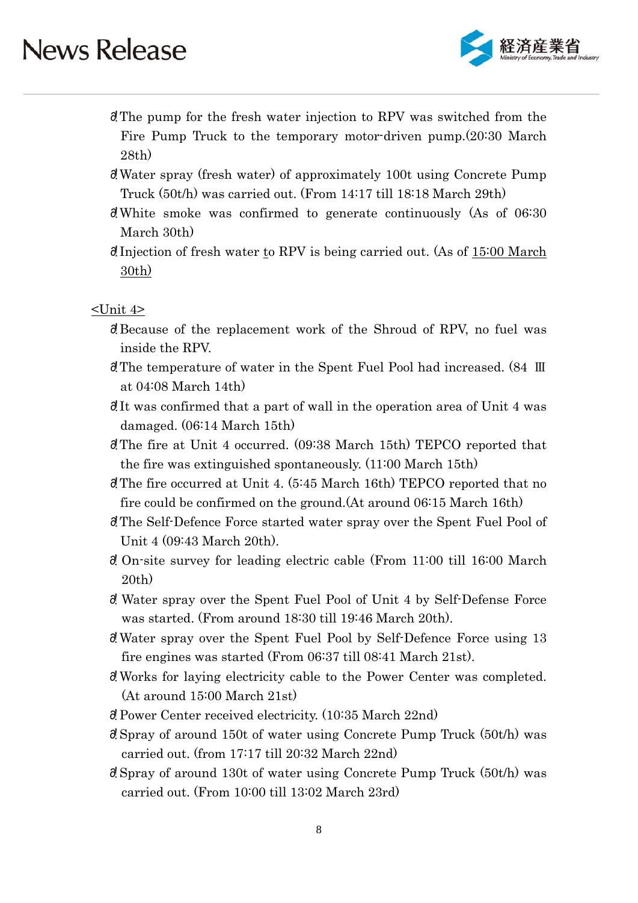- The pump for the fresh water injection to RPV was switched from the Fire Pump Truck to the temporary motor-driven pump.(20:30 March 28th)
- Water spray (fresh water) of approximately 100t using Concrete Pump Truck (50t/h) was carried out. (From 14:17 till 18:18 March 29th)
- White smoke was confirmed to generate continuously (As of 06:30 March 30th)
- Injection of fresh water to RPV is being carried out. (As of 15:00 March 30th)

<Unit 4>

- Because of the replacement work of the Shroud of RPV, no fuel was inside the RPV.
- The temperature of water in the Spent Fuel Pool had increased. (84 ℃ at 04:08 March 14th)
- It was confirmed that a part of wall in the operation area of Unit 4 was damaged. (06:14 March 15th)
- The fire at Unit 4 occurred. (09:38 March 15th) TEPCO reported that the fire was extinguished spontaneously. (11:00 March 15th)
- The fire occurred at Unit 4. (5:45 March 16th) TEPCO reported that no fire could be confirmed on the ground.(At around 06:15 March 16th)
- The Self-Defence Force started water spray over the Spent Fuel Pool of Unit 4 (09:43 March 20th).
- On-site survey for leading electric cable (From 11:00 till 16:00 March 20th)
- Water spray over the Spent Fuel Pool of Unit 4 by Self-Defense Force was started. (From around 18:30 till 19:46 March 20th).
- Water spray over the Spent Fuel Pool by Self-Defence Force using 13 fire engines was started (From 06:37 till 08:41 March 21st).
- Works for laying electricity cable to the Power Center was completed. (At around 15:00 March 21st)
- Power Center received electricity. (10:35 March 22nd)
- Spray of around 150t of water using Concrete Pump Truck (50t/h) was carried out. (from 17:17 till 20:32 March 22nd)
- Spray of around 130t of water using Concrete Pump Truck (50t/h) was carried out. (From 10:00 till 13:02 March 23rd)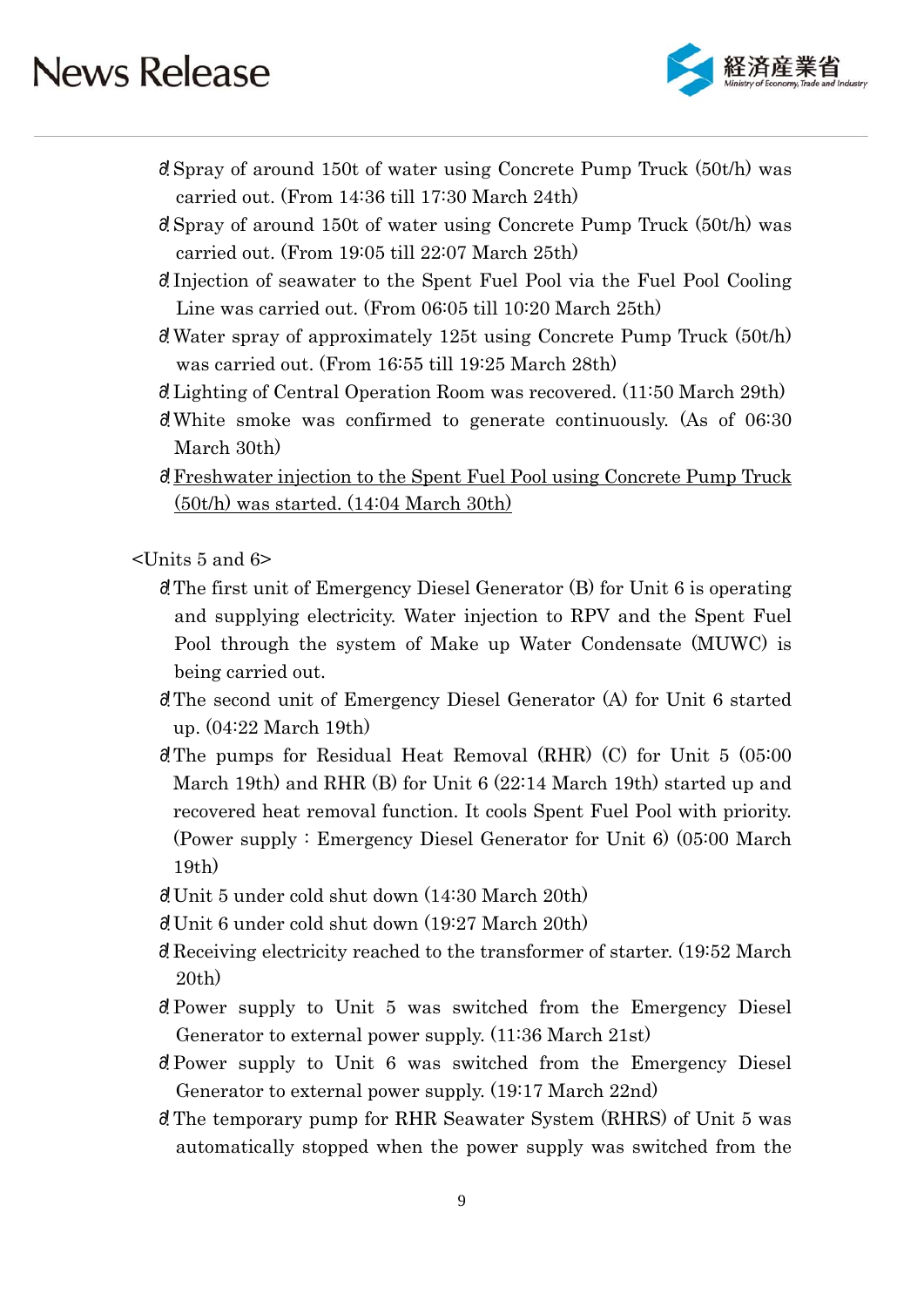- Spray of around 150t of water using Concrete Pump Truck (50t/h) was carried out. (From 14:36 till 17:30 March 24th)
- Spray of around 150t of water using Concrete Pump Truck (50t/h) was carried out. (From 19:05 till 22:07 March 25th)
- Injection of seawater to the Spent Fuel Pool via the Fuel Pool Cooling Line was carried out. (From 06:05 till 10:20 March 25th)
- Water spray of approximately 125t using Concrete Pump Truck (50t/h) was carried out. (From 16:55 till 19:25 March 28th)
- Lighting of Central Operation Room was recovered. (11:50 March 29th)
- White smoke was confirmed to generate continuously. (As of 06:30 March 30th)
- <u>Freshwater injection to the Spent Fuel Pool using Concrete Pump Truck (50t/h) was started. (14:04 March 30th)</u>

<Units 5 and 6>

- The first unit of Emergency Diesel Generator (B) for Unit 6 is operating and supplying electricity. Water injection to RPV and the Spent Fuel Pool through the system of Make up Water Condensate (MUWC) is being carried out.
- The second unit of Emergency Diesel Generator (A) for Unit 6 started up. (04:22 March 19th)
- The pumps for Residual Heat Removal (RHR) (C) for Unit 5 (05:00 March 19th) and RHR (B) for Unit 6 (22:14 March 19th) started up and recovered heat removal function. It cools Spent Fuel Pool with priority. (Power supply : Emergency Diesel Generator for Unit 6) (05:00 March 19th)
- Unit 5 under cold shut down (14:30 March 20th)
- Unit 6 under cold shut down (19:27 March 20th)
- Receiving electricity reached to the transformer of starter. (19:52 March 20th)
- Power supply to Unit 5 was switched from the Emergency Diesel Generator to external power supply. (11:36 March 21st)
- Power supply to Unit 6 was switched from the Emergency Diesel Generator to external power supply. (19:17 March 22nd)
- The temporary pump for RHR Seawater System (RHRS) of Unit 5 was automatically stopped when the power supply was switched from the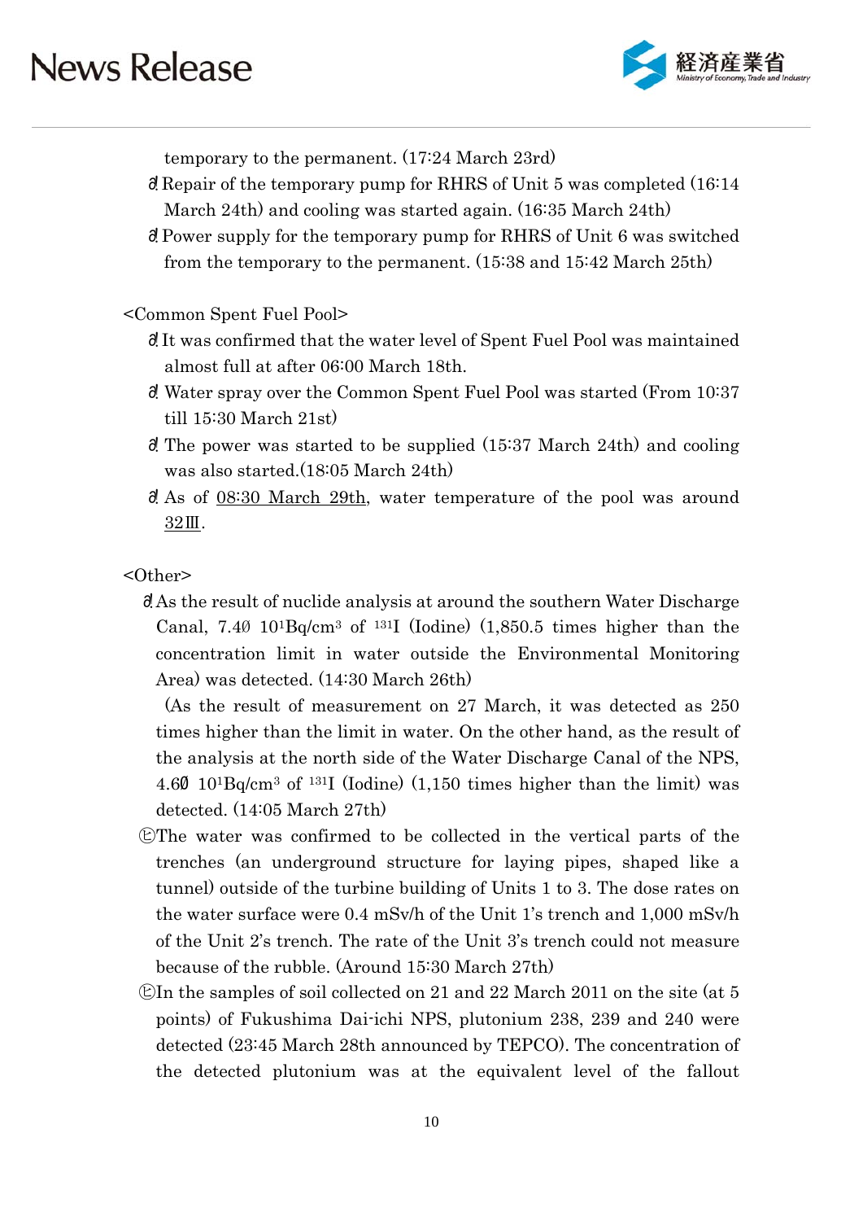temporary to the permanent. (17:24 March 23rd)

- Repair of the temporary pump for RHRS of Unit 5 was completed (16:14 March 24th) and cooling was started again. (16:35 March 24th)
- Power supply for the temporary pump for RHRS of Unit 6 was switched from the temporary to the permanent. (15:38 and 15:42 March 25th)

<Common Spent Fuel Pool>

- It was confirmed that the water level of Spent Fuel Pool was maintained almost full at after 06:00 March 18th.
- Water spray over the Common Spent Fuel Pool was started (From 10:37 till 15:30 March 21st)
- The power was started to be supplied (15:37 March 24th) and cooling was also started.(18:05 March 24th)
- As of 08:30 March 29th, water temperature of the pool was around 32℃.

<Other>

- As the result of nuclide analysis at around the southern Water Discharge Canal, $7.4 \times 10^1$ Bq/cm$^3$ of $^{131}$I (Iodine) (1,850.5 times higher than the concentration limit in water outside the Environmental Monitoring Area) was detected. (14:30 March 26th)
  (As the result of measurement on 27 March, it was detected as 250 times higher than the limit in water. On the other hand, as the result of the analysis at the north side of the Water Discharge Canal of the NPS, $4.6 \times 10^1$ Bq/cm$^3$ of $^{131}$I (Iodine) (1,150 times higher than the limit) was detected. (14:05 March 27th)
- The water was confirmed to be collected in the vertical parts of the trenches (an underground structure for laying pipes, shaped like a tunnel) outside of the turbine building of Units 1 to 3. The dose rates on the water surface were 0.4 mSv/h of the Unit 1's trench and 1,000 mSv/h of the Unit 2's trench. The rate of the Unit 3's trench could not measure because of the rubble. (Around 15:30 March 27th)
- In the samples of soil collected on 21 and 22 March 2011 on the site (at 5 points) of Fukushima Dai-ichi NPS, plutonium 238, 239 and 240 were detected (23:45 March 28th announced by TEPCO). The concentration of the detected plutonium was at the equivalent level of the fallout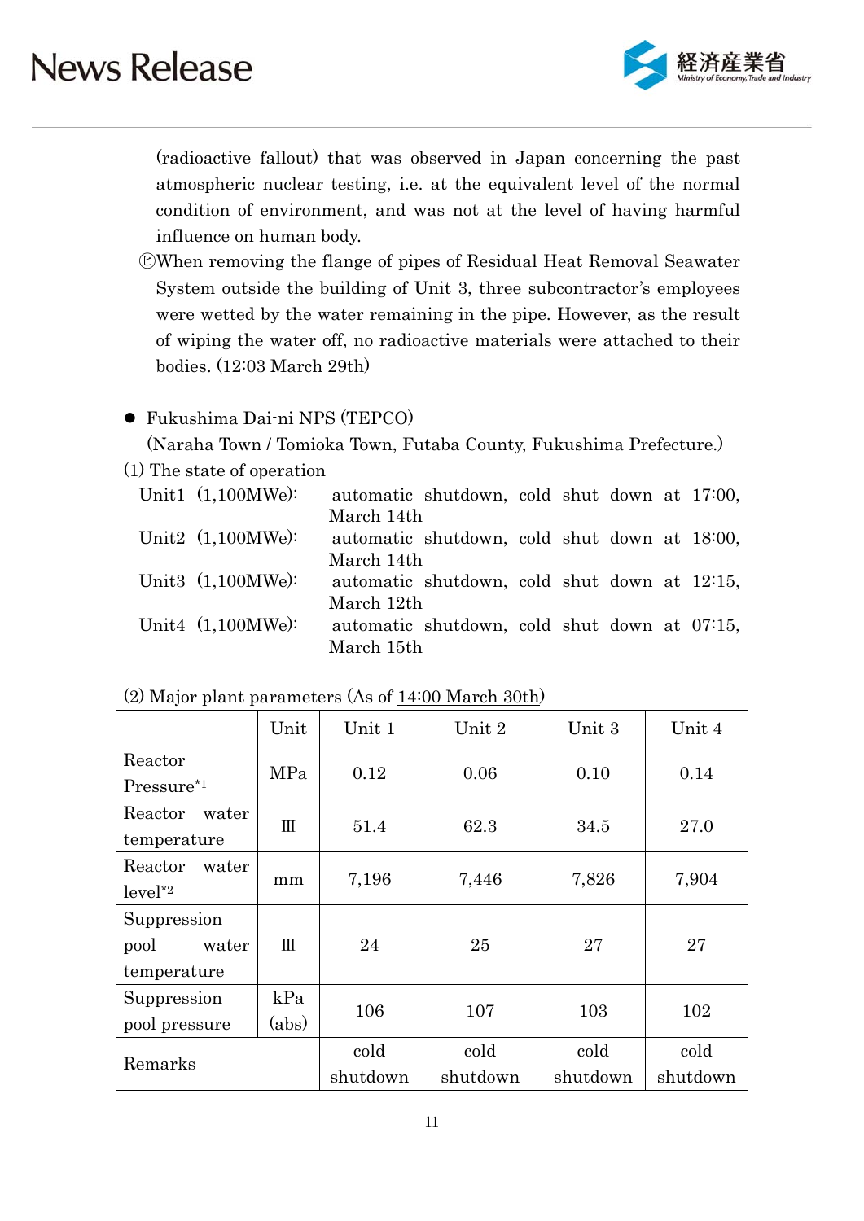(radioactive fallout) that was observed in Japan concerning the past atmospheric nuclear testing, i.e. at the equivalent level of the normal condition of environment, and was not at the level of having harmful influence on human body.

㋪When removing the flange of pipes of Residual Heat Removal Seawater System outside the building of Unit 3, three subcontractor's employees were wetted by the water remaining in the pipe. However, as the result of wiping the water off, no radioactive materials were attached to their bodies. (12:03 March 29th)

- Fukushima Dai-ni NPS (TEPCO)
  (Naraha Town / Tomioka Town, Futaba County, Fukushima Prefecture.)

(1) The state of operation

Unit1 (1,100MWe): automatic shutdown, cold shut down at 17:00, March 14th
Unit2 (1,100MWe): automatic shutdown, cold shut down at 18:00, March 14th
Unit3 (1,100MWe): automatic shutdown, cold shut down at 12:15, March 12th
Unit4 (1,100MWe): automatic shutdown, cold shut down at 07:15, March 15th

(2) Major plant parameters (As of 14:00 March 30th)

| | Unit | Unit 1 | Unit 2 | Unit 3 | Unit 4 |
|---|---|---|---|---|---|
| Reactor Pressure*1 | MPa | 0.12 | 0.06 | 0.10 | 0.14 |
| Reactor water temperature | ℃ | 51.4 | 62.3 | 34.5 | 27.0 |
| Reactor water level*2 | mm | 7,196 | 7,446 | 7,826 | 7,904 |
| Suppression pool water temperature | ℃ | 24 | 25 | 27 | 27 |
| Suppression pool pressure | kPa (abs) | 106 | 107 | 103 | 102 |
| Remarks | | cold shutdown | cold shutdown | cold shutdown | cold shutdown |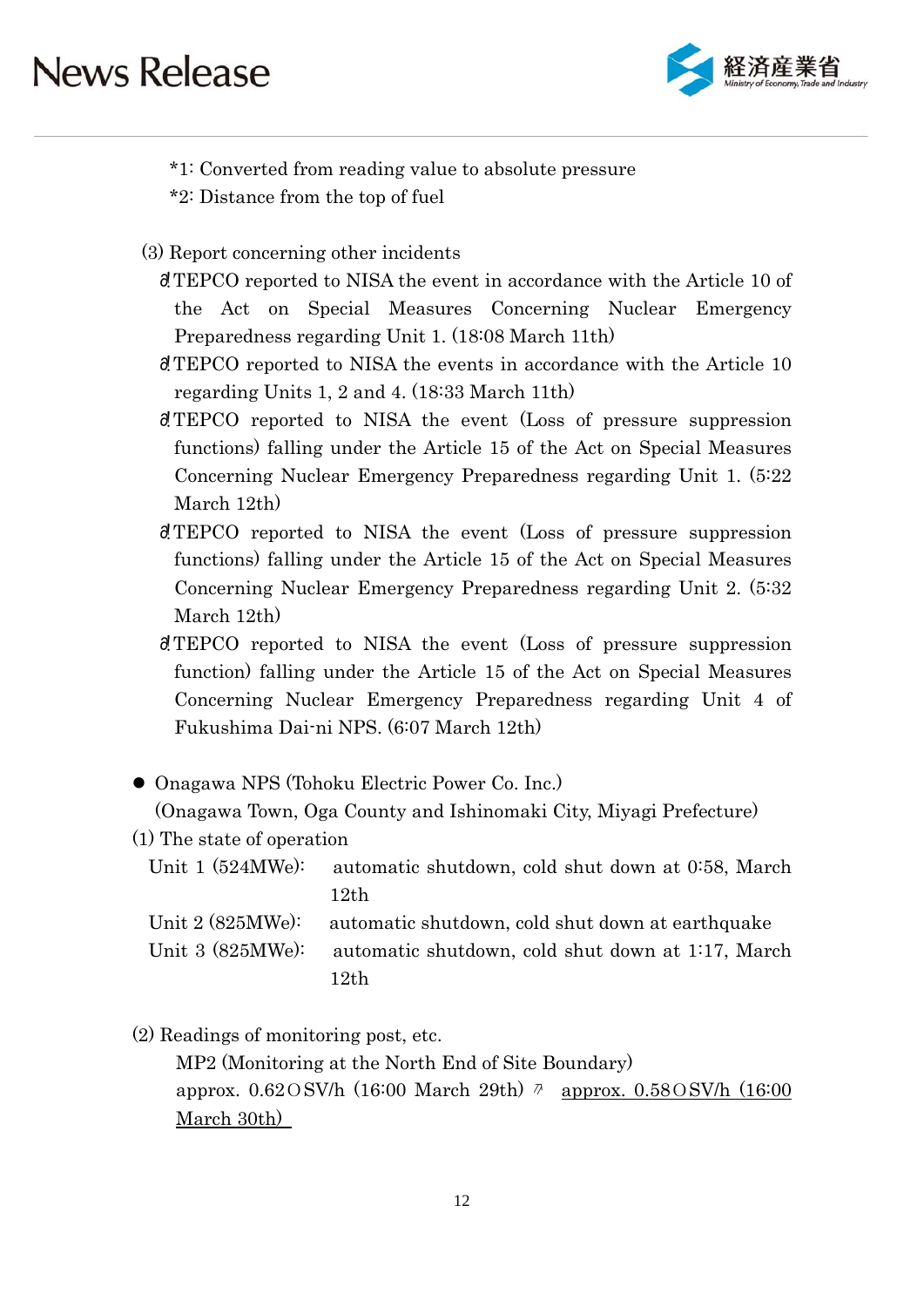*1: Converted from reading value to absolute pressure
*2: Distance from the top of fuel

(3) Report concerning other incidents

- TEPCO reported to NISA the event in accordance with the Article 10 of the Act on Special Measures Concerning Nuclear Emergency Preparedness regarding Unit 1. (18:08 March 11th)
- TEPCO reported to NISA the events in accordance with the Article 10 regarding Units 1, 2 and 4. (18:33 March 11th)
- TEPCO reported to NISA the event (Loss of pressure suppression functions) falling under the Article 15 of the Act on Special Measures Concerning Nuclear Emergency Preparedness regarding Unit 1. (5:22 March 12th)
- TEPCO reported to NISA the event (Loss of pressure suppression functions) falling under the Article 15 of the Act on Special Measures Concerning Nuclear Emergency Preparedness regarding Unit 2. (5:32 March 12th)
- TEPCO reported to NISA the event (Loss of pressure suppression function) falling under the Article 15 of the Act on Special Measures Concerning Nuclear Emergency Preparedness regarding Unit 4 of Fukushima Dai-ni NPS. (6:07 March 12th)

- Onagawa NPS (Tohoku Electric Power Co. Inc.)
  (Onagawa Town, Oga County and Ishinomaki City, Miyagi Prefecture)

(1) The state of operation

Unit 1 (524MWe): automatic shutdown, cold shut down at 0:58, March 12th
Unit 2 (825MWe): automatic shutdown, cold shut down at earthquake
Unit 3 (825MWe): automatic shutdown, cold shut down at 1:17, March 12th

(2) Readings of monitoring post, etc.

MP2 (Monitoring at the North End of Site Boundary)
approx. 0.62μSV/h (16:00 March 29th) → approx. 0.58μSV/h (16:00 March 30th)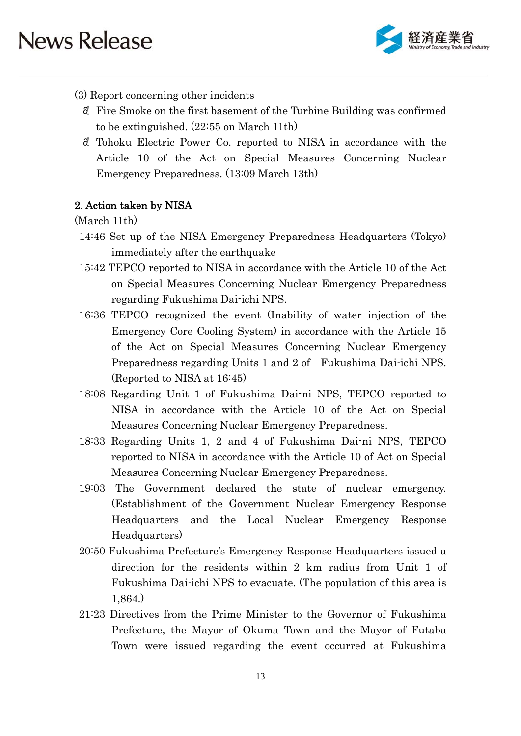(3) Report concerning other incidents

- Fire Smoke on the first basement of the Turbine Building was confirmed to be extinguished. (22:55 on March 11th)
- Tohoku Electric Power Co. reported to NISA in accordance with the Article 10 of the Act on Special Measures Concerning Nuclear Emergency Preparedness. (13:09 March 13th)

## 2. Action taken by NISA

(March 11th)

14:46 Set up of the NISA Emergency Preparedness Headquarters (Tokyo) immediately after the earthquake

15:42 TEPCO reported to NISA in accordance with the Article 10 of the Act on Special Measures Concerning Nuclear Emergency Preparedness regarding Fukushima Dai-ichi NPS.

16:36 TEPCO recognized the event (Inability of water injection of the Emergency Core Cooling System) in accordance with the Article 15 of the Act on Special Measures Concerning Nuclear Emergency Preparedness regarding Units 1 and 2 of Fukushima Dai-ichi NPS. (Reported to NISA at 16:45)

18:08 Regarding Unit 1 of Fukushima Dai-ni NPS, TEPCO reported to NISA in accordance with the Article 10 of the Act on Special Measures Concerning Nuclear Emergency Preparedness.

18:33 Regarding Units 1, 2 and 4 of Fukushima Dai-ni NPS, TEPCO reported to NISA in accordance with the Article 10 of Act on Special Measures Concerning Nuclear Emergency Preparedness.

19:03 The Government declared the state of nuclear emergency. (Establishment of the Government Nuclear Emergency Response Headquarters and the Local Nuclear Emergency Response Headquarters)

20:50 Fukushima Prefecture's Emergency Response Headquarters issued a direction for the residents within 2 km radius from Unit 1 of Fukushima Dai-ichi NPS to evacuate. (The population of this area is 1,864.)

21:23 Directives from the Prime Minister to the Governor of Fukushima Prefecture, the Mayor of Okuma Town and the Mayor of Futaba Town were issued regarding the event occurred at Fukushima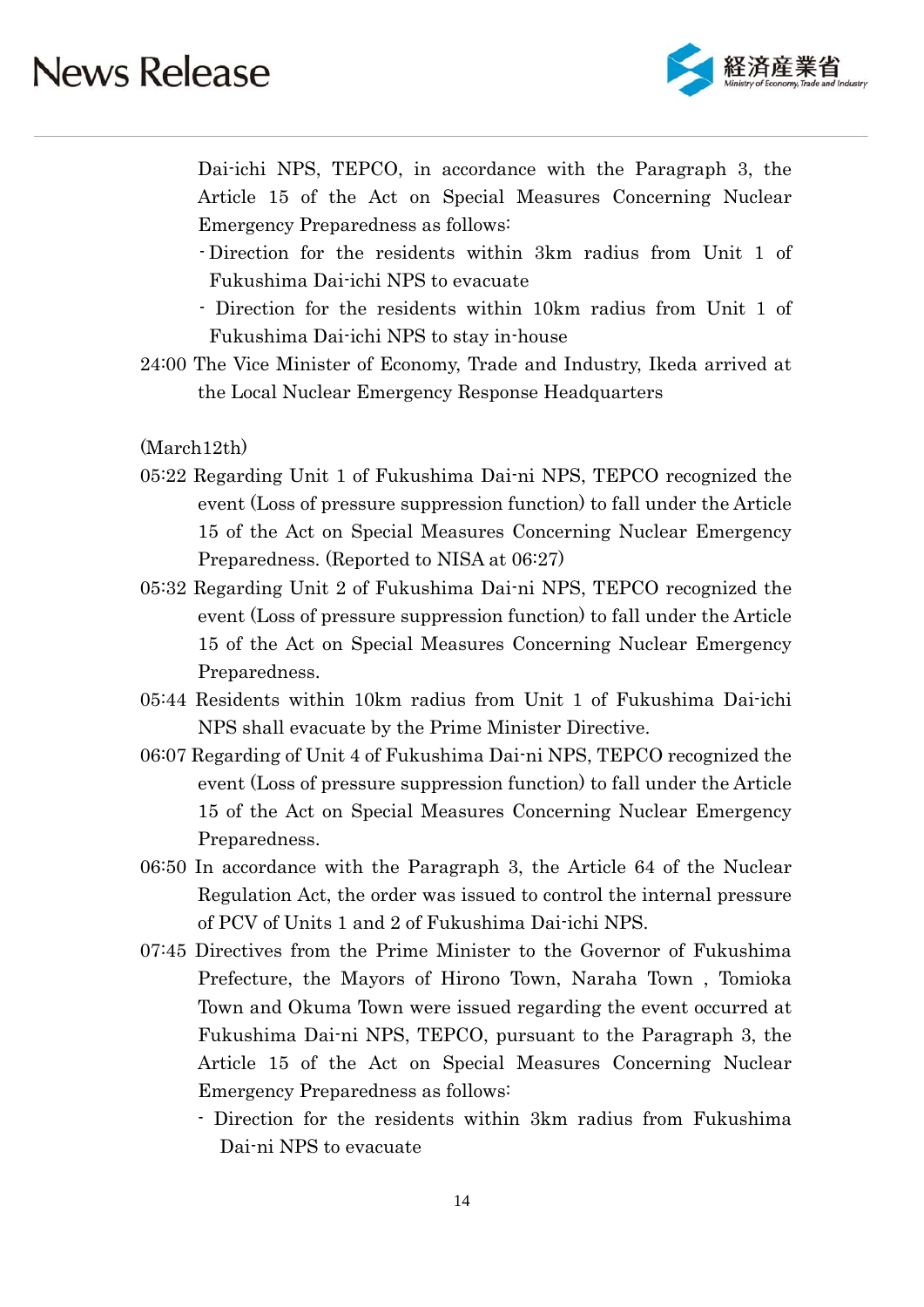Dai-ichi NPS, TEPCO, in accordance with the Paragraph 3, the Article 15 of the Act on Special Measures Concerning Nuclear Emergency Preparedness as follows:

- Direction for the residents within 3km radius from Unit 1 of Fukushima Dai-ichi NPS to evacuate
- Direction for the residents within 10km radius from Unit 1 of Fukushima Dai-ichi NPS to stay in-house

24:00 The Vice Minister of Economy, Trade and Industry, Ikeda arrived at the Local Nuclear Emergency Response Headquarters

(March12th)

05:22 Regarding Unit 1 of Fukushima Dai-ni NPS, TEPCO recognized the event (Loss of pressure suppression function) to fall under the Article 15 of the Act on Special Measures Concerning Nuclear Emergency Preparedness. (Reported to NISA at 06:27)

05:32 Regarding Unit 2 of Fukushima Dai-ni NPS, TEPCO recognized the event (Loss of pressure suppression function) to fall under the Article 15 of the Act on Special Measures Concerning Nuclear Emergency Preparedness.

05:44 Residents within 10km radius from Unit 1 of Fukushima Dai-ichi NPS shall evacuate by the Prime Minister Directive.

06:07 Regarding of Unit 4 of Fukushima Dai-ni NPS, TEPCO recognized the event (Loss of pressure suppression function) to fall under the Article 15 of the Act on Special Measures Concerning Nuclear Emergency Preparedness.

06:50 In accordance with the Paragraph 3, the Article 64 of the Nuclear Regulation Act, the order was issued to control the internal pressure of PCV of Units 1 and 2 of Fukushima Dai-ichi NPS.

07:45 Directives from the Prime Minister to the Governor of Fukushima Prefecture, the Mayors of Hirono Town, Naraha Town , Tomioka Town and Okuma Town were issued regarding the event occurred at Fukushima Dai-ni NPS, TEPCO, pursuant to the Paragraph 3, the Article 15 of the Act on Special Measures Concerning Nuclear Emergency Preparedness as follows:

- Direction for the residents within 3km radius from Fukushima Dai-ni NPS to evacuate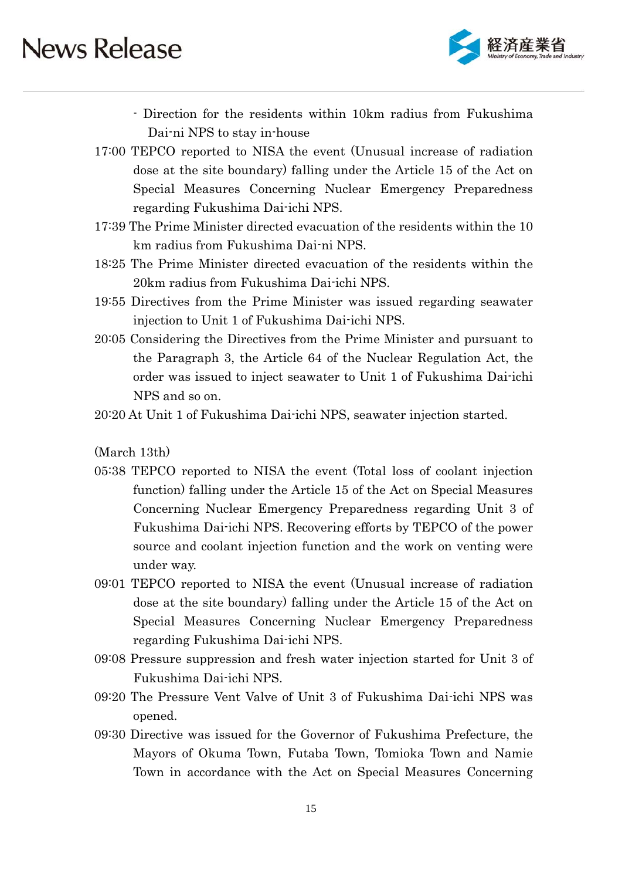- Direction for the residents within 10km radius from Fukushima Dai-ni NPS to stay in-house

17:00 TEPCO reported to NISA the event (Unusual increase of radiation dose at the site boundary) falling under the Article 15 of the Act on Special Measures Concerning Nuclear Emergency Preparedness regarding Fukushima Dai-ichi NPS.

17:39 The Prime Minister directed evacuation of the residents within the 10 km radius from Fukushima Dai-ni NPS.

18:25 The Prime Minister directed evacuation of the residents within the 20km radius from Fukushima Dai-ichi NPS.

19:55 Directives from the Prime Minister was issued regarding seawater injection to Unit 1 of Fukushima Dai-ichi NPS.

20:05 Considering the Directives from the Prime Minister and pursuant to the Paragraph 3, the Article 64 of the Nuclear Regulation Act, the order was issued to inject seawater to Unit 1 of Fukushima Dai-ichi NPS and so on.

20:20 At Unit 1 of Fukushima Dai-ichi NPS, seawater injection started.

(March 13th)

05:38 TEPCO reported to NISA the event (Total loss of coolant injection function) falling under the Article 15 of the Act on Special Measures Concerning Nuclear Emergency Preparedness regarding Unit 3 of Fukushima Dai-ichi NPS. Recovering efforts by TEPCO of the power source and coolant injection function and the work on venting were under way.

09:01 TEPCO reported to NISA the event (Unusual increase of radiation dose at the site boundary) falling under the Article 15 of the Act on Special Measures Concerning Nuclear Emergency Preparedness regarding Fukushima Dai-ichi NPS.

09:08 Pressure suppression and fresh water injection started for Unit 3 of Fukushima Dai-ichi NPS.

09:20 The Pressure Vent Valve of Unit 3 of Fukushima Dai-ichi NPS was opened.

09:30 Directive was issued for the Governor of Fukushima Prefecture, the Mayors of Okuma Town, Futaba Town, Tomioka Town and Namie Town in accordance with the Act on Special Measures Concerning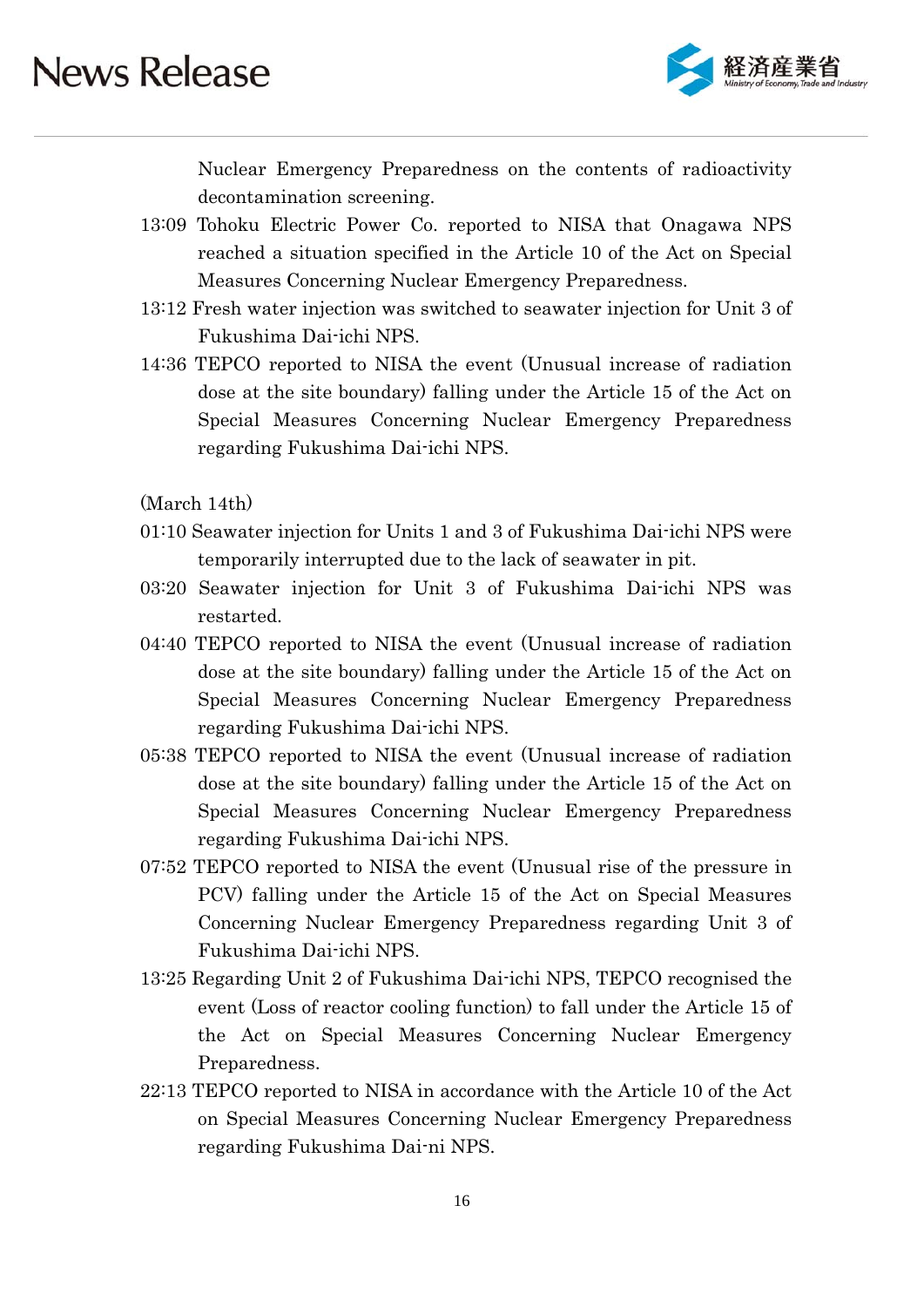Nuclear Emergency Preparedness on the contents of radioactivity decontamination screening.

13:09 Tohoku Electric Power Co. reported to NISA that Onagawa NPS reached a situation specified in the Article 10 of the Act on Special Measures Concerning Nuclear Emergency Preparedness.

13:12 Fresh water injection was switched to seawater injection for Unit 3 of Fukushima Dai-ichi NPS.

14:36 TEPCO reported to NISA the event (Unusual increase of radiation dose at the site boundary) falling under the Article 15 of the Act on Special Measures Concerning Nuclear Emergency Preparedness regarding Fukushima Dai-ichi NPS.

(March 14th)

01:10 Seawater injection for Units 1 and 3 of Fukushima Dai-ichi NPS were temporarily interrupted due to the lack of seawater in pit.

03:20 Seawater injection for Unit 3 of Fukushima Dai-ichi NPS was restarted.

04:40 TEPCO reported to NISA the event (Unusual increase of radiation dose at the site boundary) falling under the Article 15 of the Act on Special Measures Concerning Nuclear Emergency Preparedness regarding Fukushima Dai-ichi NPS.

05:38 TEPCO reported to NISA the event (Unusual increase of radiation dose at the site boundary) falling under the Article 15 of the Act on Special Measures Concerning Nuclear Emergency Preparedness regarding Fukushima Dai-ichi NPS.

07:52 TEPCO reported to NISA the event (Unusual rise of the pressure in PCV) falling under the Article 15 of the Act on Special Measures Concerning Nuclear Emergency Preparedness regarding Unit 3 of Fukushima Dai-ichi NPS.

13:25 Regarding Unit 2 of Fukushima Dai-ichi NPS, TEPCO recognised the event (Loss of reactor cooling function) to fall under the Article 15 of the Act on Special Measures Concerning Nuclear Emergency Preparedness.

22:13 TEPCO reported to NISA in accordance with the Article 10 of the Act on Special Measures Concerning Nuclear Emergency Preparedness regarding Fukushima Dai-ni NPS.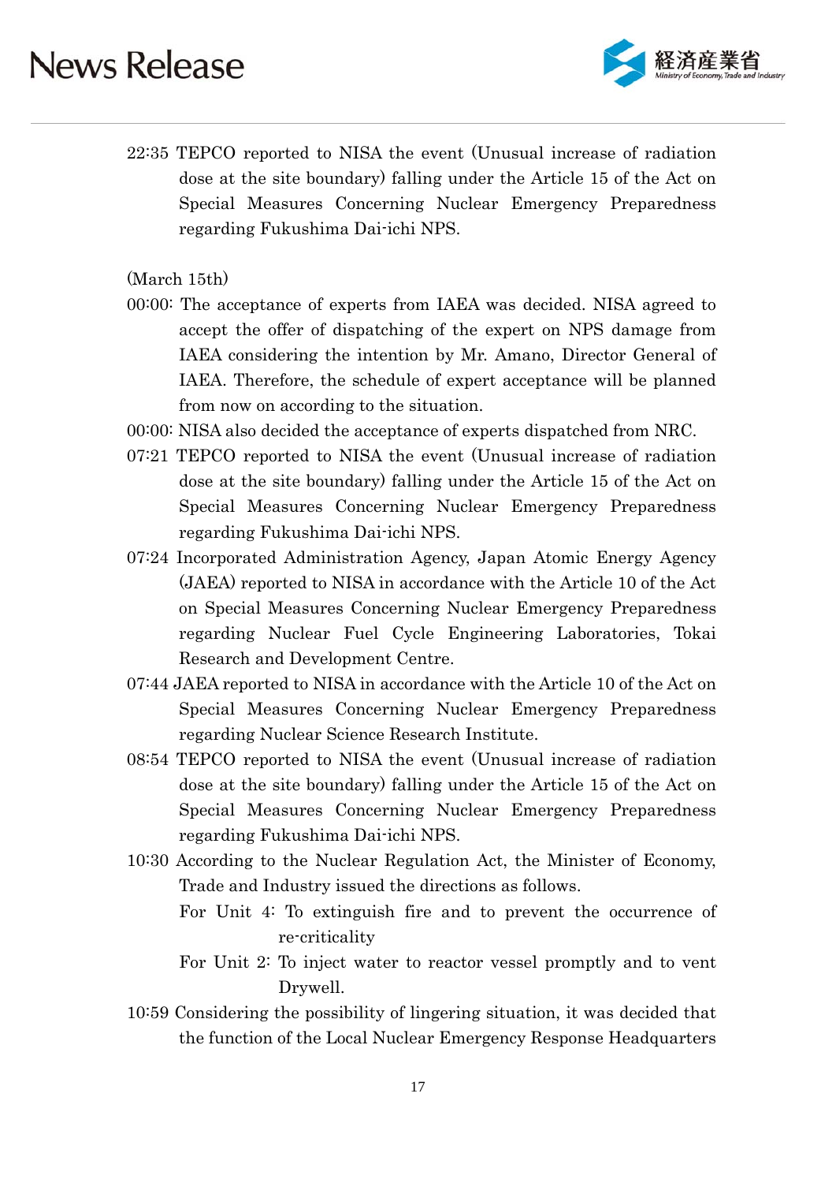22:35 TEPCO reported to NISA the event (Unusual increase of radiation dose at the site boundary) falling under the Article 15 of the Act on Special Measures Concerning Nuclear Emergency Preparedness regarding Fukushima Dai-ichi NPS.

(March 15th)

00:00: The acceptance of experts from IAEA was decided. NISA agreed to accept the offer of dispatching of the expert on NPS damage from IAEA considering the intention by Mr. Amano, Director General of IAEA. Therefore, the schedule of expert acceptance will be planned from now on according to the situation.

00:00: NISA also decided the acceptance of experts dispatched from NRC.

07:21 TEPCO reported to NISA the event (Unusual increase of radiation dose at the site boundary) falling under the Article 15 of the Act on Special Measures Concerning Nuclear Emergency Preparedness regarding Fukushima Dai-ichi NPS.

07:24 Incorporated Administration Agency, Japan Atomic Energy Agency (JAEA) reported to NISA in accordance with the Article 10 of the Act on Special Measures Concerning Nuclear Emergency Preparedness regarding Nuclear Fuel Cycle Engineering Laboratories, Tokai Research and Development Centre.

07:44 JAEA reported to NISA in accordance with the Article 10 of the Act on Special Measures Concerning Nuclear Emergency Preparedness regarding Nuclear Science Research Institute.

08:54 TEPCO reported to NISA the event (Unusual increase of radiation dose at the site boundary) falling under the Article 15 of the Act on Special Measures Concerning Nuclear Emergency Preparedness regarding Fukushima Dai-ichi NPS.

10:30 According to the Nuclear Regulation Act, the Minister of Economy, Trade and Industry issued the directions as follows.

For Unit 4: To extinguish fire and to prevent the occurrence of re-criticality

For Unit 2: To inject water to reactor vessel promptly and to vent Drywell.

10:59 Considering the possibility of lingering situation, it was decided that the function of the Local Nuclear Emergency Response Headquarters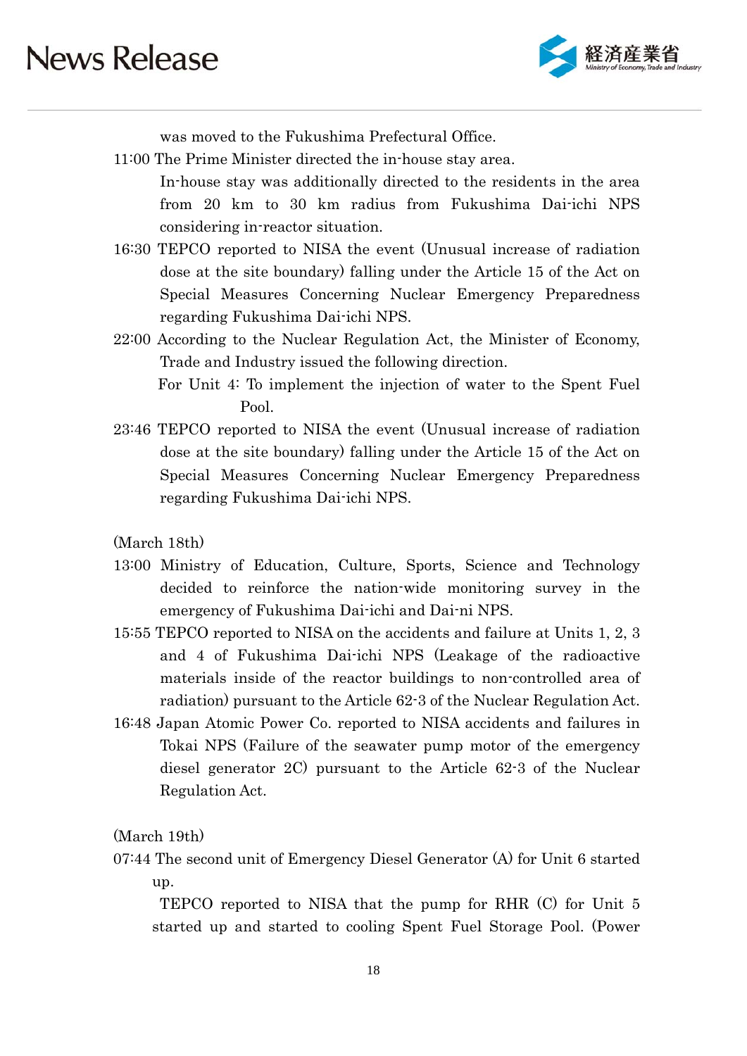was moved to the Fukushima Prefectural Office.

11:00 The Prime Minister directed the in-house stay area.

In-house stay was additionally directed to the residents in the area from 20 km to 30 km radius from Fukushima Dai-ichi NPS considering in-reactor situation.

16:30 TEPCO reported to NISA the event (Unusual increase of radiation dose at the site boundary) falling under the Article 15 of the Act on Special Measures Concerning Nuclear Emergency Preparedness regarding Fukushima Dai-ichi NPS.

22:00 According to the Nuclear Regulation Act, the Minister of Economy, Trade and Industry issued the following direction.

For Unit 4: To implement the injection of water to the Spent Fuel Pool.

23:46 TEPCO reported to NISA the event (Unusual increase of radiation dose at the site boundary) falling under the Article 15 of the Act on Special Measures Concerning Nuclear Emergency Preparedness regarding Fukushima Dai-ichi NPS.

(March 18th)

13:00 Ministry of Education, Culture, Sports, Science and Technology decided to reinforce the nation-wide monitoring survey in the emergency of Fukushima Dai-ichi and Dai-ni NPS.

15:55 TEPCO reported to NISA on the accidents and failure at Units 1, 2, 3 and 4 of Fukushima Dai-ichi NPS (Leakage of the radioactive materials inside of the reactor buildings to non-controlled area of radiation) pursuant to the Article 62-3 of the Nuclear Regulation Act.

16:48 Japan Atomic Power Co. reported to NISA accidents and failures in Tokai NPS (Failure of the seawater pump motor of the emergency diesel generator 2C) pursuant to the Article 62-3 of the Nuclear Regulation Act.

(March 19th)

07:44 The second unit of Emergency Diesel Generator (A) for Unit 6 started up.

TEPCO reported to NISA that the pump for RHR (C) for Unit 5 started up and started to cooling Spent Fuel Storage Pool. (Power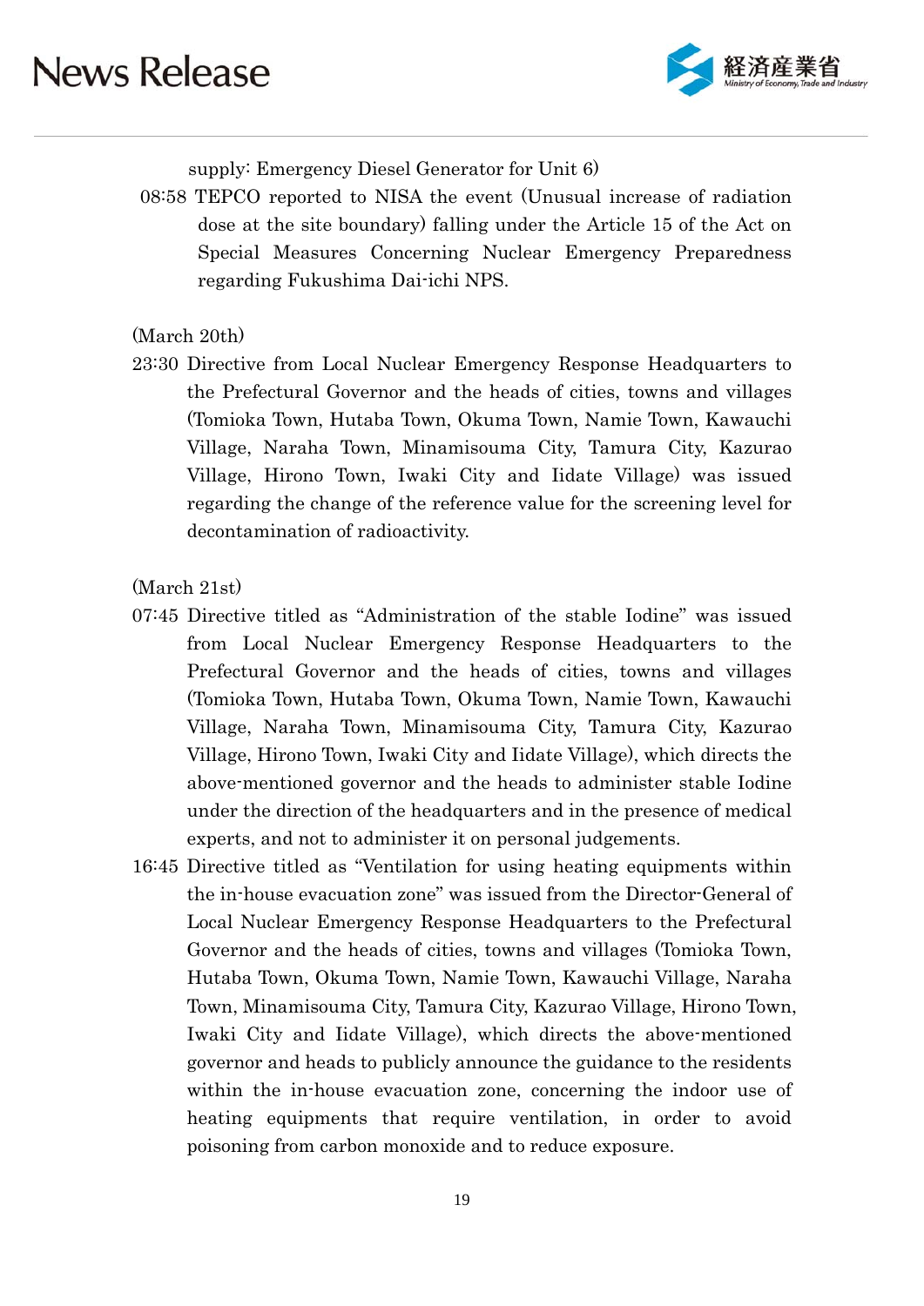supply: Emergency Diesel Generator for Unit 6)

08:58 TEPCO reported to NISA the event (Unusual increase of radiation dose at the site boundary) falling under the Article 15 of the Act on Special Measures Concerning Nuclear Emergency Preparedness regarding Fukushima Dai-ichi NPS.

(March 20th)

23:30 Directive from Local Nuclear Emergency Response Headquarters to the Prefectural Governor and the heads of cities, towns and villages (Tomioka Town, Hutaba Town, Okuma Town, Namie Town, Kawauchi Village, Naraha Town, Minamisouma City, Tamura City, Kazurao Village, Hirono Town, Iwaki City and Iidate Village) was issued regarding the change of the reference value for the screening level for decontamination of radioactivity.

(March 21st)

07:45 Directive titled as "Administration of the stable Iodine" was issued from Local Nuclear Emergency Response Headquarters to the Prefectural Governor and the heads of cities, towns and villages (Tomioka Town, Hutaba Town, Okuma Town, Namie Town, Kawauchi Village, Naraha Town, Minamisouma City, Tamura City, Kazurao Village, Hirono Town, Iwaki City and Iidate Village), which directs the above-mentioned governor and the heads to administer stable Iodine under the direction of the headquarters and in the presence of medical experts, and not to administer it on personal judgements.

16:45 Directive titled as "Ventilation for using heating equipments within the in-house evacuation zone" was issued from the Director-General of Local Nuclear Emergency Response Headquarters to the Prefectural Governor and the heads of cities, towns and villages (Tomioka Town, Hutaba Town, Okuma Town, Namie Town, Kawauchi Village, Naraha Town, Minamisouma City, Tamura City, Kazurao Village, Hirono Town, Iwaki City and Iidate Village), which directs the above-mentioned governor and heads to publicly announce the guidance to the residents within the in-house evacuation zone, concerning the indoor use of heating equipments that require ventilation, in order to avoid poisoning from carbon monoxide and to reduce exposure.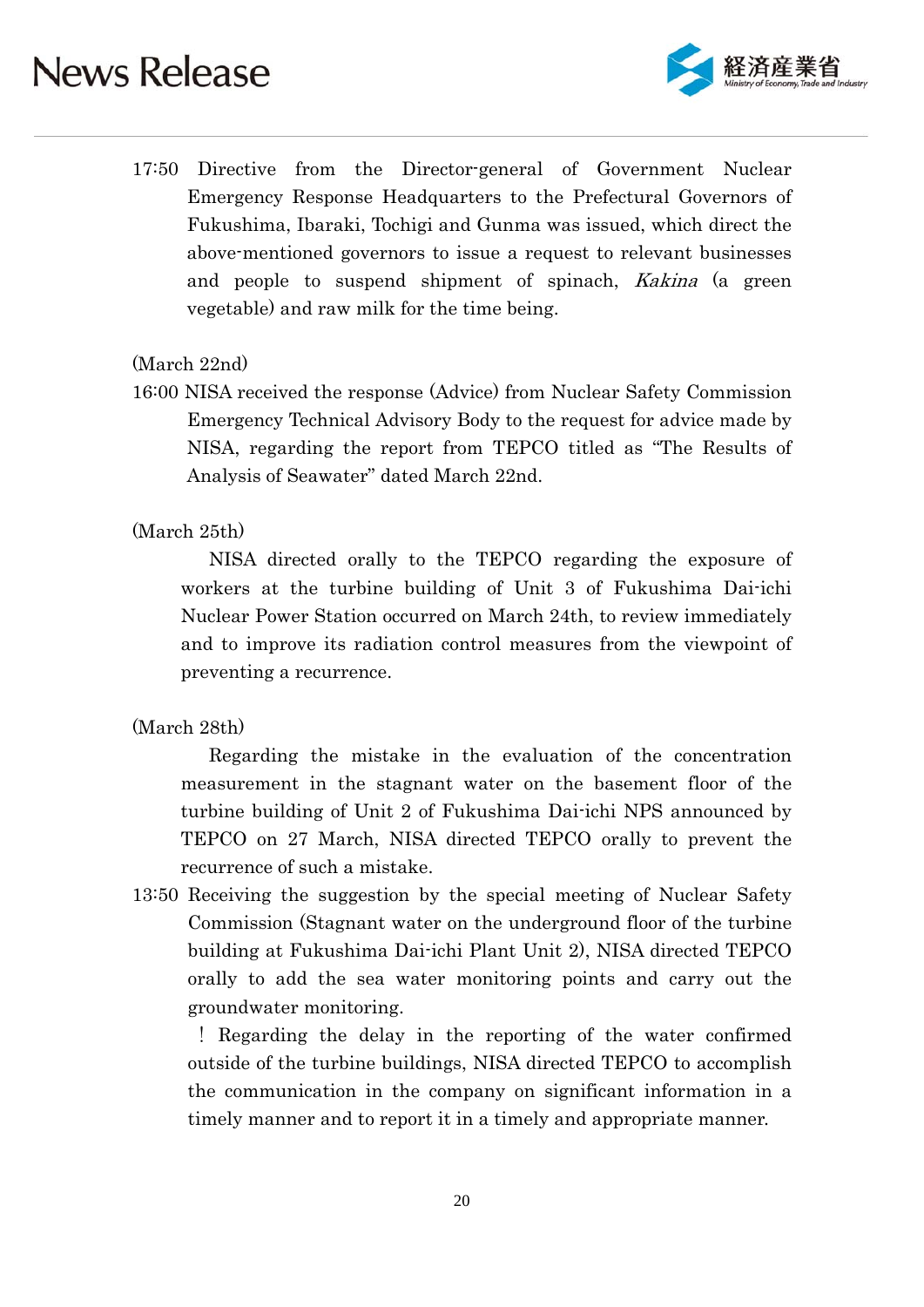17:50 Directive from the Director-general of Government Nuclear Emergency Response Headquarters to the Prefectural Governors of Fukushima, Ibaraki, Tochigi and Gunma was issued, which direct the above-mentioned governors to issue a request to relevant businesses and people to suspend shipment of spinach, *Kakina* (a green vegetable) and raw milk for the time being.

(March 22nd)

16:00 NISA received the response (Advice) from Nuclear Safety Commission Emergency Technical Advisory Body to the request for advice made by NISA, regarding the report from TEPCO titled as "The Results of Analysis of Seawater" dated March 22nd.

(March 25th)

NISA directed orally to the TEPCO regarding the exposure of workers at the turbine building of Unit 3 of Fukushima Dai-ichi Nuclear Power Station occurred on March 24th, to review immediately and to improve its radiation control measures from the viewpoint of preventing a recurrence.

(March 28th)

Regarding the mistake in the evaluation of the concentration measurement in the stagnant water on the basement floor of the turbine building of Unit 2 of Fukushima Dai-ichi NPS announced by TEPCO on 27 March, NISA directed TEPCO orally to prevent the recurrence of such a mistake.

13:50 Receiving the suggestion by the special meeting of Nuclear Safety Commission (Stagnant water on the underground floor of the turbine building at Fukushima Dai-ichi Plant Unit 2), NISA directed TEPCO orally to add the sea water monitoring points and carry out the groundwater monitoring.

! Regarding the delay in the reporting of the water confirmed outside of the turbine buildings, NISA directed TEPCO to accomplish the communication in the company on significant information in a timely manner and to report it in a timely and appropriate manner.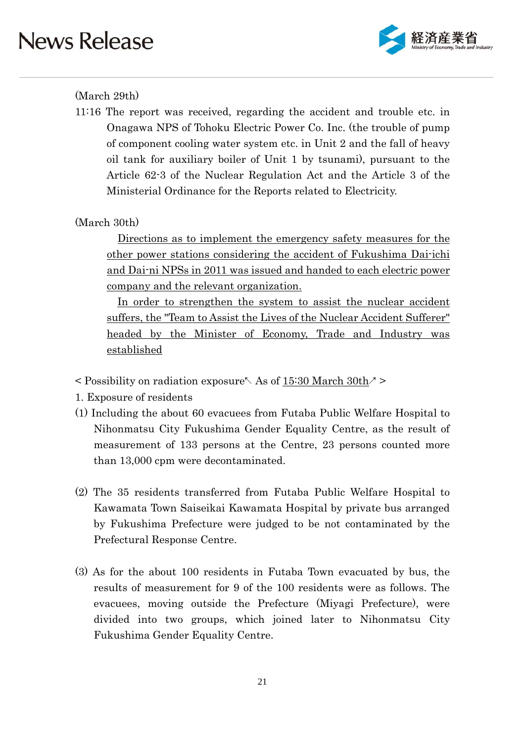(March 29th)

11:16 The report was received, regarding the accident and trouble etc. in Onagawa NPS of Tohoku Electric Power Co. Inc. (the trouble of pump of component cooling water system etc. in Unit 2 and the fall of heavy oil tank for auxiliary boiler of Unit 1 by tsunami), pursuant to the Article 62-3 of the Nuclear Regulation Act and the Article 3 of the Ministerial Ordinance for the Reports related to Electricity.

(March 30th)

Directions as to implement the emergency safety measures for the other power stations considering the accident of Fukushima Dai-ichi and Dai-ni NPSs in 2011 was issued and handed to each electric power company and the relevant organization.

In order to strengthen the system to assist the nuclear accident suffers, the "Team to Assist the Lives of the Nuclear Accident Sufferer" headed by the Minister of Economy, Trade and Industry was established

< Possibility on radiation exposure↖ As of 15:30 March 30th↗ >

1. Exposure of residents

(1) Including the about 60 evacuees from Futaba Public Welfare Hospital to Nihonmatsu City Fukushima Gender Equality Centre, as the result of measurement of 133 persons at the Centre, 23 persons counted more than 13,000 cpm were decontaminated.

(2) The 35 residents transferred from Futaba Public Welfare Hospital to Kawamata Town Saiseikai Kawamata Hospital by private bus arranged by Fukushima Prefecture were judged to be not contaminated by the Prefectural Response Centre.

(3) As for the about 100 residents in Futaba Town evacuated by bus, the results of measurement for 9 of the 100 residents were as follows. The evacuees, moving outside the Prefecture (Miyagi Prefecture), were divided into two groups, which joined later to Nihonmatsu City Fukushima Gender Equality Centre.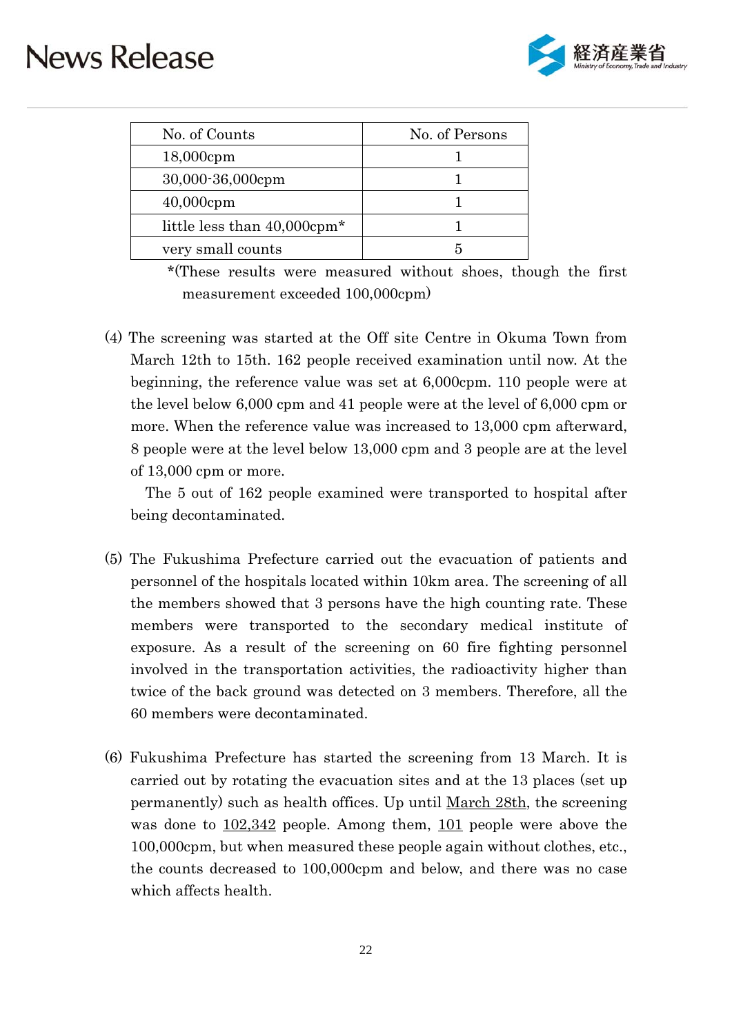| No. of Counts | No. of Persons |
|---|---|
| 18,000cpm | 1 |
| 30,000-36,000cpm | 1 |
| 40,000cpm | 1 |
| little less than 40,000cpm* | 1 |
| very small counts | 5 |

*(These results were measured without shoes, though the first measurement exceeded 100,000cpm)

(4) The screening was started at the Off site Centre in Okuma Town from March 12th to 15th. 162 people received examination until now. At the beginning, the reference value was set at 6,000cpm. 110 people were at the level below 6,000 cpm and 41 people were at the level of 6,000 cpm or more. When the reference value was increased to 13,000 cpm afterward, 8 people were at the level below 13,000 cpm and 3 people are at the level of 13,000 cpm or more.

The 5 out of 162 people examined were transported to hospital after being decontaminated.

(5) The Fukushima Prefecture carried out the evacuation of patients and personnel of the hospitals located within 10km area. The screening of all the members showed that 3 persons have the high counting rate. These members were transported to the secondary medical institute of exposure. As a result of the screening on 60 fire fighting personnel involved in the transportation activities, the radioactivity higher than twice of the back ground was detected on 3 members. Therefore, all the 60 members were decontaminated.

(6) Fukushima Prefecture has started the screening from 13 March. It is carried out by rotating the evacuation sites and at the 13 places (set up permanently) such as health offices. Up until March 28th, the screening was done to 102,342 people. Among them, 101 people were above the 100,000cpm, but when measured these people again without clothes, etc., the counts decreased to 100,000cpm and below, and there was no case which affects health.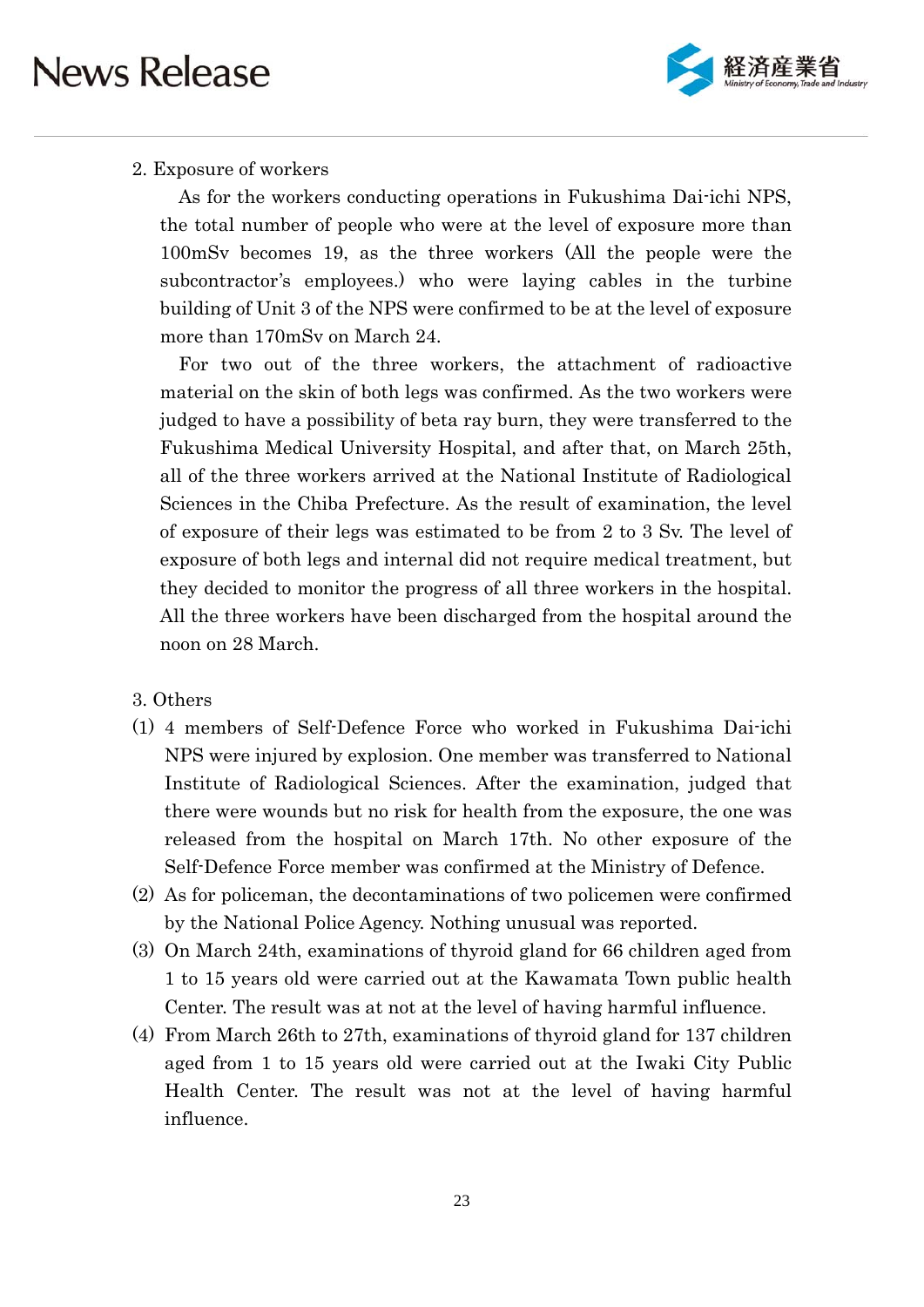2. Exposure of workers

As for the workers conducting operations in Fukushima Dai-ichi NPS, the total number of people who were at the level of exposure more than 100mSv becomes 19, as the three workers (All the people were the subcontractor's employees.) who were laying cables in the turbine building of Unit 3 of the NPS were confirmed to be at the level of exposure more than 170mSv on March 24.

For two out of the three workers, the attachment of radioactive material on the skin of both legs was confirmed. As the two workers were judged to have a possibility of beta ray burn, they were transferred to the Fukushima Medical University Hospital, and after that, on March 25th, all of the three workers arrived at the National Institute of Radiological Sciences in the Chiba Prefecture. As the result of examination, the level of exposure of their legs was estimated to be from 2 to 3 Sv. The level of exposure of both legs and internal did not require medical treatment, but they decided to monitor the progress of all three workers in the hospital. All the three workers have been discharged from the hospital around the noon on 28 March.

3. Others

(1) 4 members of Self-Defence Force who worked in Fukushima Dai-ichi NPS were injured by explosion. One member was transferred to National Institute of Radiological Sciences. After the examination, judged that there were wounds but no risk for health from the exposure, the one was released from the hospital on March 17th. No other exposure of the Self-Defence Force member was confirmed at the Ministry of Defence.

(2) As for policeman, the decontaminations of two policemen were confirmed by the National Police Agency. Nothing unusual was reported.

(3) On March 24th, examinations of thyroid gland for 66 children aged from 1 to 15 years old were carried out at the Kawamata Town public health Center. The result was at not at the level of having harmful influence.

(4) From March 26th to 27th, examinations of thyroid gland for 137 children aged from 1 to 15 years old were carried out at the Iwaki City Public Health Center. The result was not at the level of having harmful influence.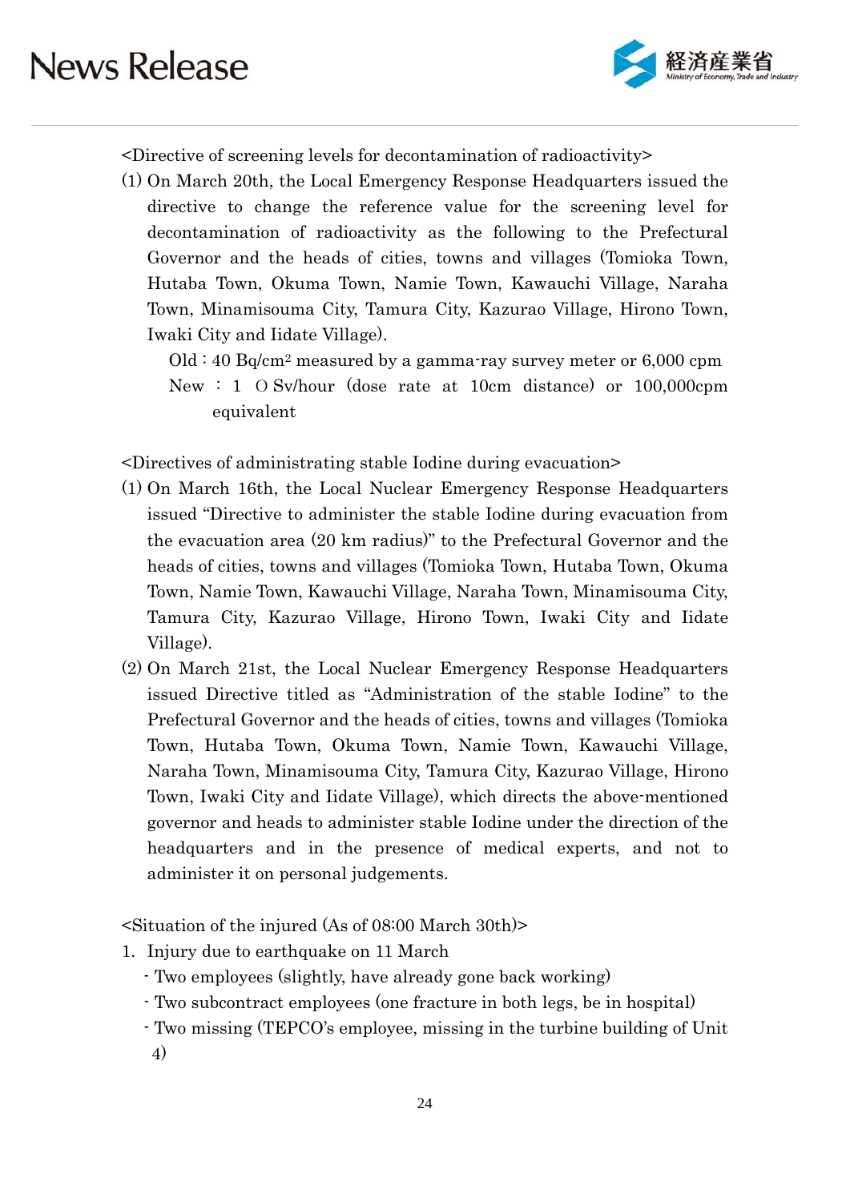<Directive of screening levels for decontamination of radioactivity>

(1) On March 20th, the Local Emergency Response Headquarters issued the directive to change the reference value for the screening level for decontamination of radioactivity as the following to the Prefectural Governor and the heads of cities, towns and villages (Tomioka Town, Hutaba Town, Okuma Town, Namie Town, Kawauchi Village, Naraha Town, Minamisouma City, Tamura City, Kazurao Village, Hirono Town, Iwaki City and Iidate Village).

Old : 40 Bq/cm$^2$ measured by a gamma-ray survey meter or 6,000 cpm

New : 1 ０Sv/hour (dose rate at 10cm distance) or 100,000cpm equivalent

<Directives of administrating stable Iodine during evacuation>

(1) On March 16th, the Local Nuclear Emergency Response Headquarters issued "Directive to administer the stable Iodine during evacuation from the evacuation area (20 km radius)" to the Prefectural Governor and the heads of cities, towns and villages (Tomioka Town, Hutaba Town, Okuma Town, Namie Town, Kawauchi Village, Naraha Town, Minamisouma City, Tamura City, Kazurao Village, Hirono Town, Iwaki City and Iidate Village).

(2) On March 21st, the Local Nuclear Emergency Response Headquarters issued Directive titled as "Administration of the stable Iodine" to the Prefectural Governor and the heads of cities, towns and villages (Tomioka Town, Hutaba Town, Okuma Town, Namie Town, Kawauchi Village, Naraha Town, Minamisouma City, Tamura City, Kazurao Village, Hirono Town, Iwaki City and Iidate Village), which directs the above-mentioned governor and heads to administer stable Iodine under the direction of the headquarters and in the presence of medical experts, and not to administer it on personal judgements.

<Situation of the injured (As of 08:00 March 30th)>

1. Injury due to earthquake on 11 March
   - Two employees (slightly, have already gone back working)
   - Two subcontract employees (one fracture in both legs, be in hospital)
   - Two missing (TEPCO's employee, missing in the turbine building of Unit 4)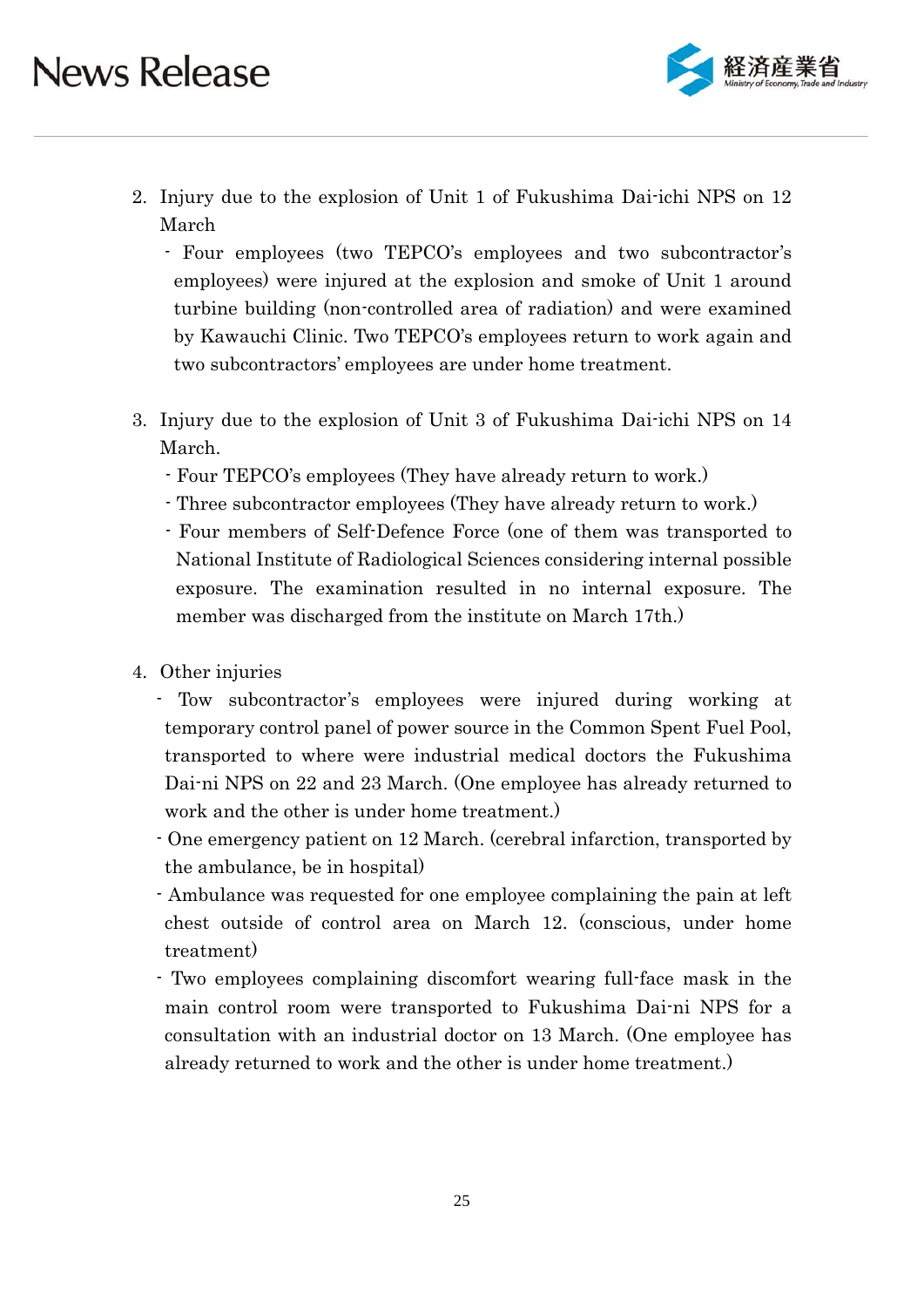2. Injury due to the explosion of Unit 1 of Fukushima Dai-ichi NPS on 12 March

   - Four employees (two TEPCO's employees and two subcontractor's employees) were injured at the explosion and smoke of Unit 1 around turbine building (non-controlled area of radiation) and were examined by Kawauchi Clinic. Two TEPCO's employees return to work again and two subcontractors' employees are under home treatment.

3. Injury due to the explosion of Unit 3 of Fukushima Dai-ichi NPS on 14 March.

   - Four TEPCO's employees (They have already return to work.)
   - Three subcontractor employees (They have already return to work.)
   - Four members of Self-Defence Force (one of them was transported to National Institute of Radiological Sciences considering internal possible exposure. The examination resulted in no internal exposure. The member was discharged from the institute on March 17th.)

4. Other injuries

   - Tow subcontractor's employees were injured during working at temporary control panel of power source in the Common Spent Fuel Pool, transported to where were industrial medical doctors the Fukushima Dai-ni NPS on 22 and 23 March. (One employee has already returned to work and the other is under home treatment.)
   - One emergency patient on 12 March. (cerebral infarction, transported by the ambulance, be in hospital)
   - Ambulance was requested for one employee complaining the pain at left chest outside of control area on March 12. (conscious, under home treatment)
   - Two employees complaining discomfort wearing full-face mask in the main control room were transported to Fukushima Dai-ni NPS for a consultation with an industrial doctor on 13 March. (One employee has already returned to work and the other is under home treatment.)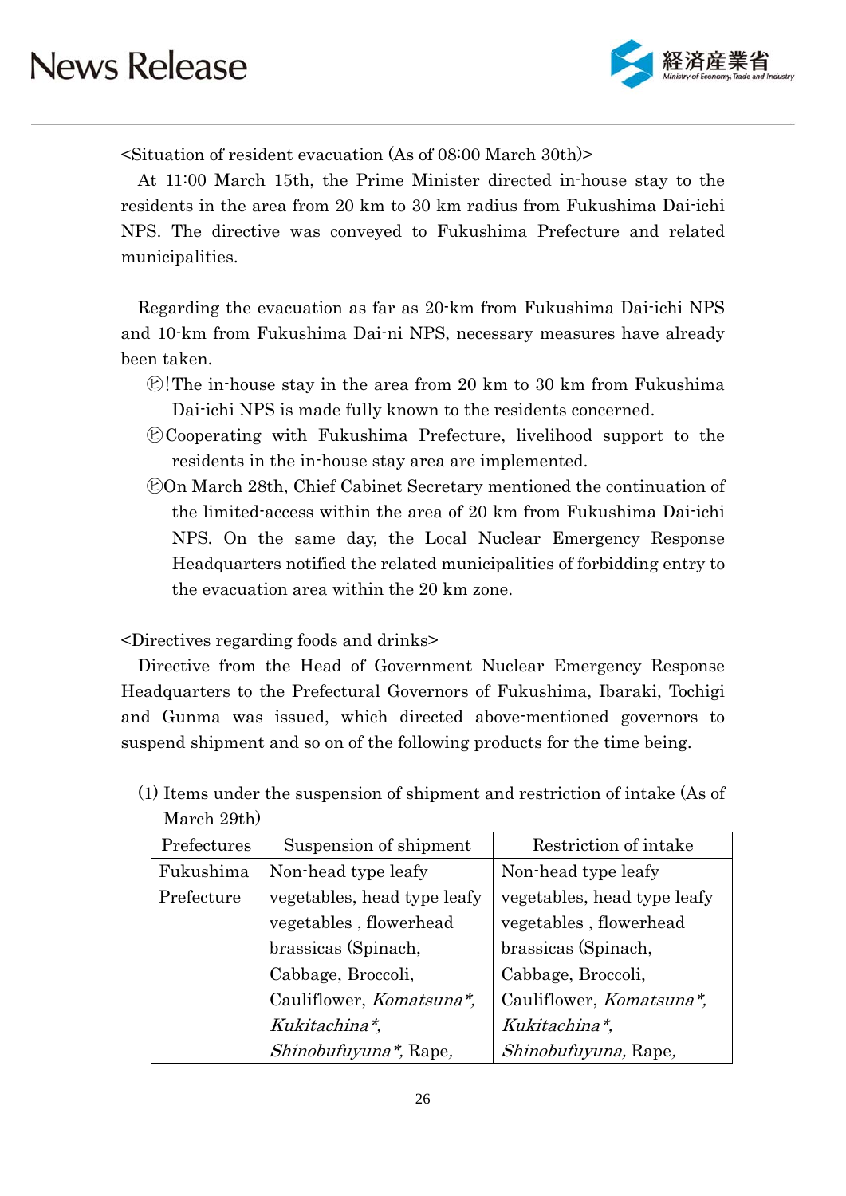<Situation of resident evacuation (As of 08:00 March 30th)>

At 11:00 March 15th, the Prime Minister directed in-house stay to the residents in the area from 20 km to 30 km radius from Fukushima Dai-ichi NPS. The directive was conveyed to Fukushima Prefecture and related municipalities.

Regarding the evacuation as far as 20-km from Fukushima Dai-ichi NPS and 10-km from Fukushima Dai-ni NPS, necessary measures have already been taken.

- ㋪!The in-house stay in the area from 20 km to 30 km from Fukushima Dai-ichi NPS is made fully known to the residents concerned.
- ㋪Cooperating with Fukushima Prefecture, livelihood support to the residents in the in-house stay area are implemented.
- ㋪On March 28th, Chief Cabinet Secretary mentioned the continuation of the limited-access within the area of 20 km from Fukushima Dai-ichi NPS. On the same day, the Local Nuclear Emergency Response Headquarters notified the related municipalities of forbidding entry to the evacuation area within the 20 km zone.

<Directives regarding foods and drinks>

Directive from the Head of Government Nuclear Emergency Response Headquarters to the Prefectural Governors of Fukushima, Ibaraki, Tochigi and Gunma was issued, which directed above-mentioned governors to suspend shipment and so on of the following products for the time being.

(1) Items under the suspension of shipment and restriction of intake (As of March 29th)

| Prefectures | Suspension of shipment | Restriction of intake |
|---|---|---|
| Fukushima Prefecture | Non-head type leafy vegetables, head type leafy vegetables , flowerhead brassicas (Spinach, Cabbage, Broccoli, Cauliflower, *Komatsuna*\*, *Kukitachina*\*, *Shinobufuyuna*\*, Rape, | Non-head type leafy vegetables, head type leafy vegetables , flowerhead brassicas (Spinach, Cabbage, Broccoli, Cauliflower, *Komatsuna*\*, *Kukitachina*\*, *Shinobufuyuna,* Rape, |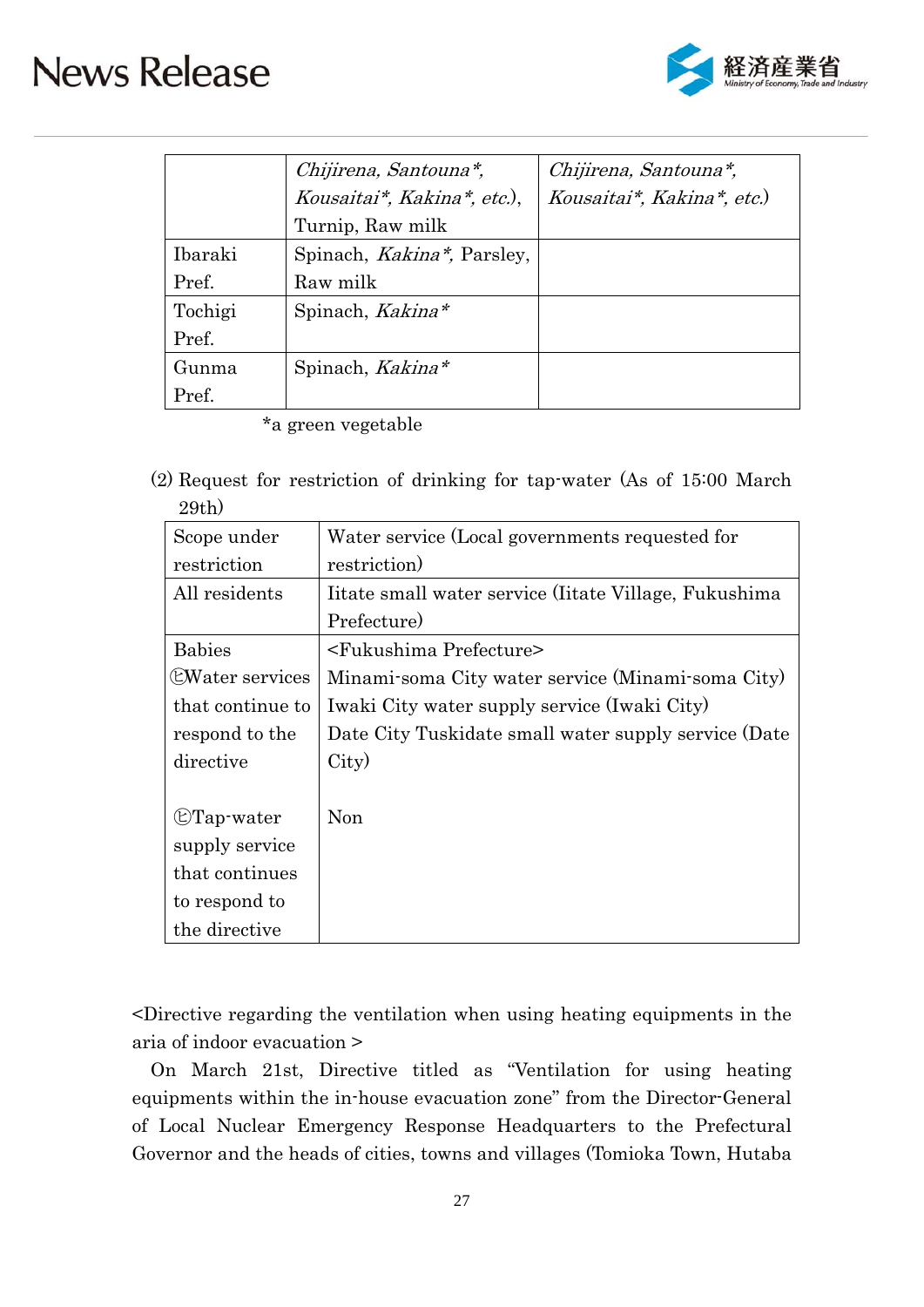| | | |
|---|---|---|
| | *Chijirena, Santouna\*, Kousaitai\*, Kakina\*, etc.*), Turnip, Raw milk | *Chijirena, Santouna\*, Kousaitai\*, Kakina\*, etc.*) |
| Ibaraki Pref. | Spinach, *Kakina\**, Parsley, Raw milk | |
| Tochigi Pref. | Spinach, *Kakina\** | |
| Gunma Pref. | Spinach, *Kakina\** | |

*a green vegetable

(2) Request for restriction of drinking for tap-water (As of 15:00 March 29th)

| Scope under restriction | Water service (Local governments requested for restriction) |
|---|---|
| All residents | Iitate small water service (Iitate Village, Fukushima Prefecture) |
| Babies<br>㋑Water services that continue to respond to the directive<br><br>㋺Tap-water supply service that continues to respond to the directive | <Fukushima Prefecture><br>Minami-soma City water service (Minami-soma City)<br>Iwaki City water supply service (Iwaki City)<br>Date City Tuskidate small water supply service (Date City)<br><br>Non |

<Directive regarding the ventilation when using heating equipments in the aria of indoor evacuation >

On March 21st, Directive titled as "Ventilation for using heating equipments within the in-house evacuation zone" from the Director-General of Local Nuclear Emergency Response Headquarters to the Prefectural Governor and the heads of cities, towns and villages (Tomioka Town, Hutaba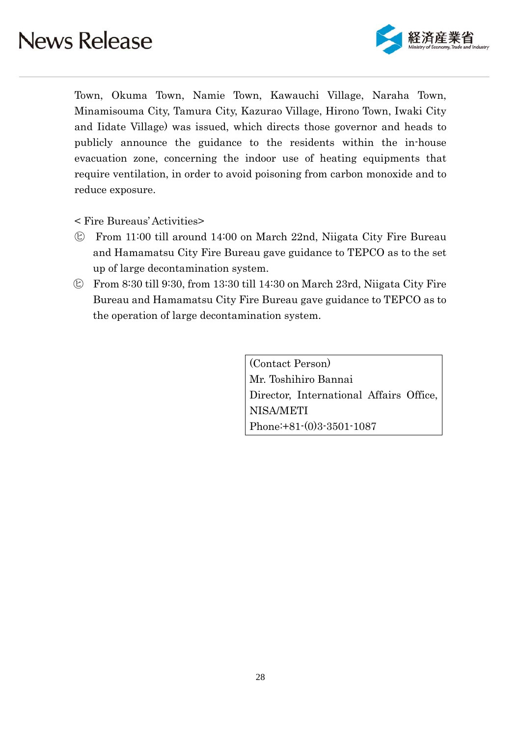Town, Okuma Town, Namie Town, Kawauchi Village, Naraha Town, Minamisouma City, Tamura City, Kazurao Village, Hirono Town, Iwaki City and Iidate Village) was issued, which directs those governor and heads to publicly announce the guidance to the residents within the in-house evacuation zone, concerning the indoor use of heating equipments that require ventilation, in order to avoid poisoning from carbon monoxide and to reduce exposure.

< Fire Bureaus' Activities>

- From 11:00 till around 14:00 on March 22nd, Niigata City Fire Bureau and Hamamatsu City Fire Bureau gave guidance to TEPCO as to the set up of large decontamination system.
- From 8:30 till 9:30, from 13:30 till 14:30 on March 23rd, Niigata City Fire Bureau and Hamamatsu City Fire Bureau gave guidance to TEPCO as to the operation of large decontamination system.

(Contact Person)
Mr. Toshihiro Bannai
Director, International Affairs Office, NISA/METI
Phone:+81-(0)3-3501-1087